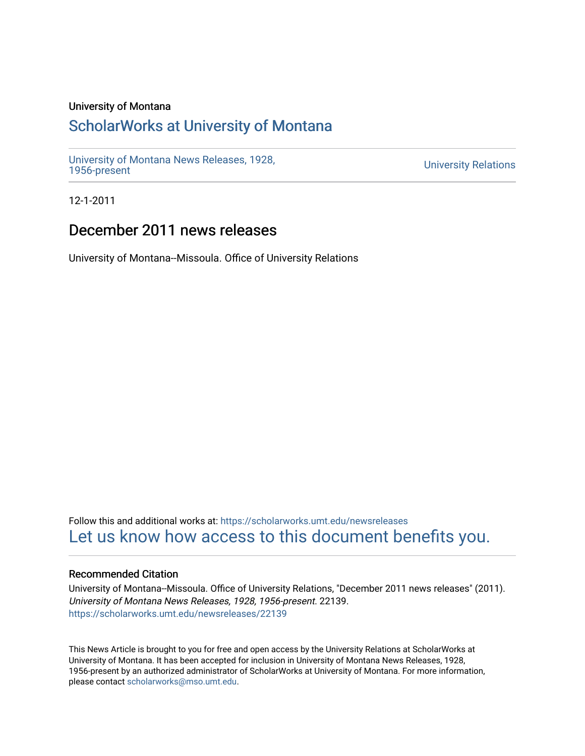University of Montana

# ScholarWorks at University of Montana

University of Montana News Releases, 1928, 1956-present

University Relations

12-1-2011

## December 2011 news releases

University of Montana--Missoula. Office of University Relations

Follow this and additional works at: https://scholarworks.umt.edu/newsreleases

Let us know how access to this document benefits you.

### Recommended Citation

University of Montana--Missoula. Office of University Relations, "December 2011 news releases" (2011). *University of Montana News Releases, 1928, 1956-present*. 22139.
https://scholarworks.umt.edu/newsreleases/22139

This News Article is brought to you for free and open access by the University Relations at ScholarWorks at University of Montana. It has been accepted for inclusion in University of Montana News Releases, 1928, 1956-present by an authorized administrator of ScholarWorks at University of Montana. For more information, please contact scholarworks@mso.umt.edu.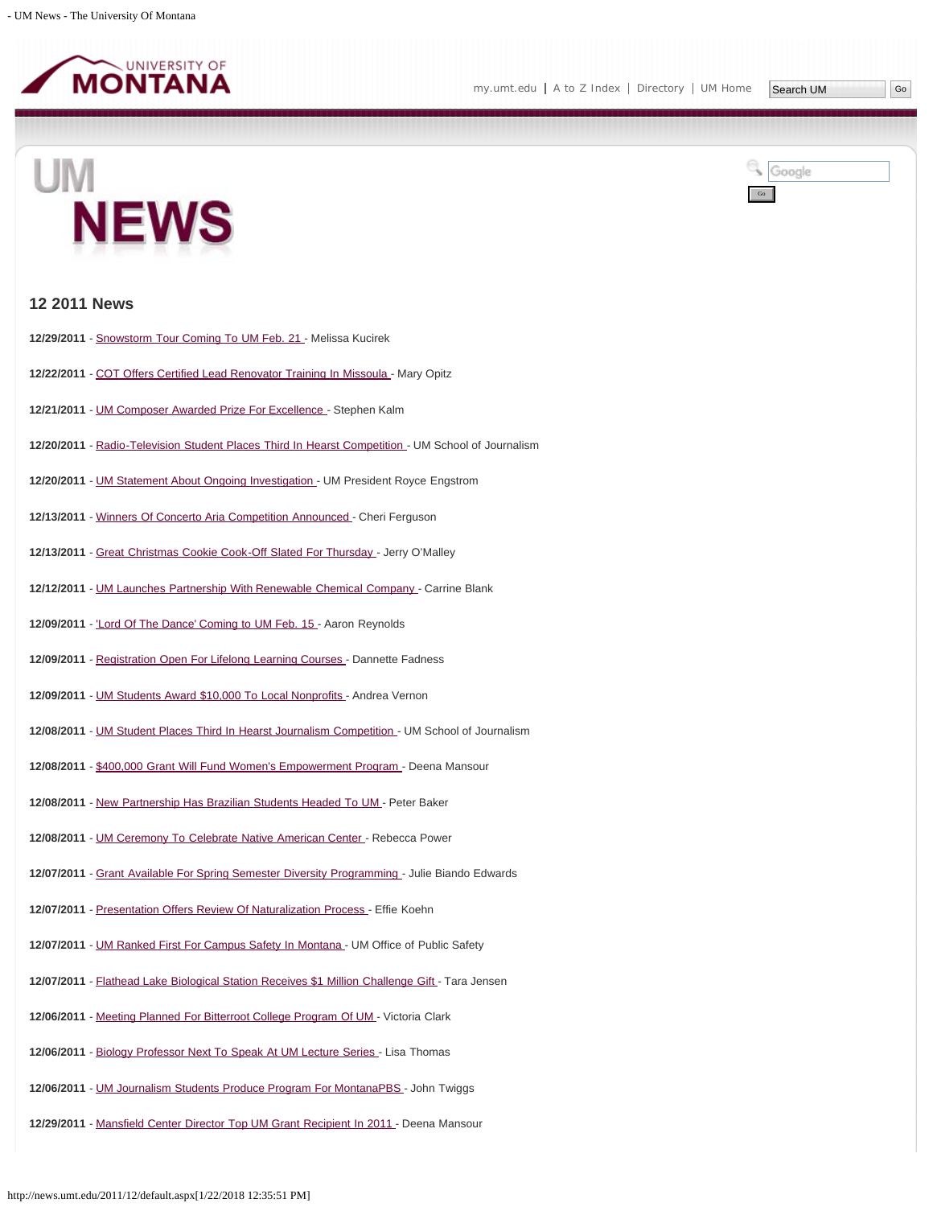## 12 2011 News

**12/29/2011** - Snowstorm Tour Coming To UM Feb. 21 - Melissa Kucirek

**12/22/2011** - COT Offers Certified Lead Renovator Training In Missoula - Mary Opitz

**12/21/2011** - UM Composer Awarded Prize For Excellence - Stephen Kalm

**12/20/2011** - Radio-Television Student Places Third In Hearst Competition - UM School of Journalism

**12/20/2011** - UM Statement About Ongoing Investigation - UM President Royce Engstrom

**12/13/2011** - Winners Of Concerto Aria Competition Announced - Cheri Ferguson

**12/13/2011** - Great Christmas Cookie Cook-Off Slated For Thursday - Jerry O'Malley

**12/12/2011** - UM Launches Partnership With Renewable Chemical Company - Carrine Blank

**12/09/2011** - 'Lord Of The Dance' Coming to UM Feb. 15 - Aaron Reynolds

**12/09/2011** - Registration Open For Lifelong Learning Courses - Dannette Fadness

**12/09/2011** - UM Students Award $10,000 To Local Nonprofits - Andrea Vernon

**12/08/2011** - UM Student Places Third In Hearst Journalism Competition - UM School of Journalism

**12/08/2011** - $400,000 Grant Will Fund Women's Empowerment Program - Deena Mansour

**12/08/2011** - New Partnership Has Brazilian Students Headed To UM - Peter Baker

**12/08/2011** - UM Ceremony To Celebrate Native American Center - Rebecca Power

**12/07/2011** - Grant Available For Spring Semester Diversity Programming - Julie Biando Edwards

**12/07/2011** - Presentation Offers Review Of Naturalization Process - Effie Koehn

**12/07/2011** - UM Ranked First For Campus Safety In Montana - UM Office of Public Safety

**12/07/2011** - Flathead Lake Biological Station Receives $1 Million Challenge Gift - Tara Jensen

**12/06/2011** - Meeting Planned For Bitterroot College Program Of UM - Victoria Clark

**12/06/2011** - Biology Professor Next To Speak At UM Lecture Series - Lisa Thomas

**12/06/2011** - UM Journalism Students Produce Program For MontanaPBS - John Twiggs

**12/29/2011** - Mansfield Center Director Top UM Grant Recipient In 2011 - Deena Mansour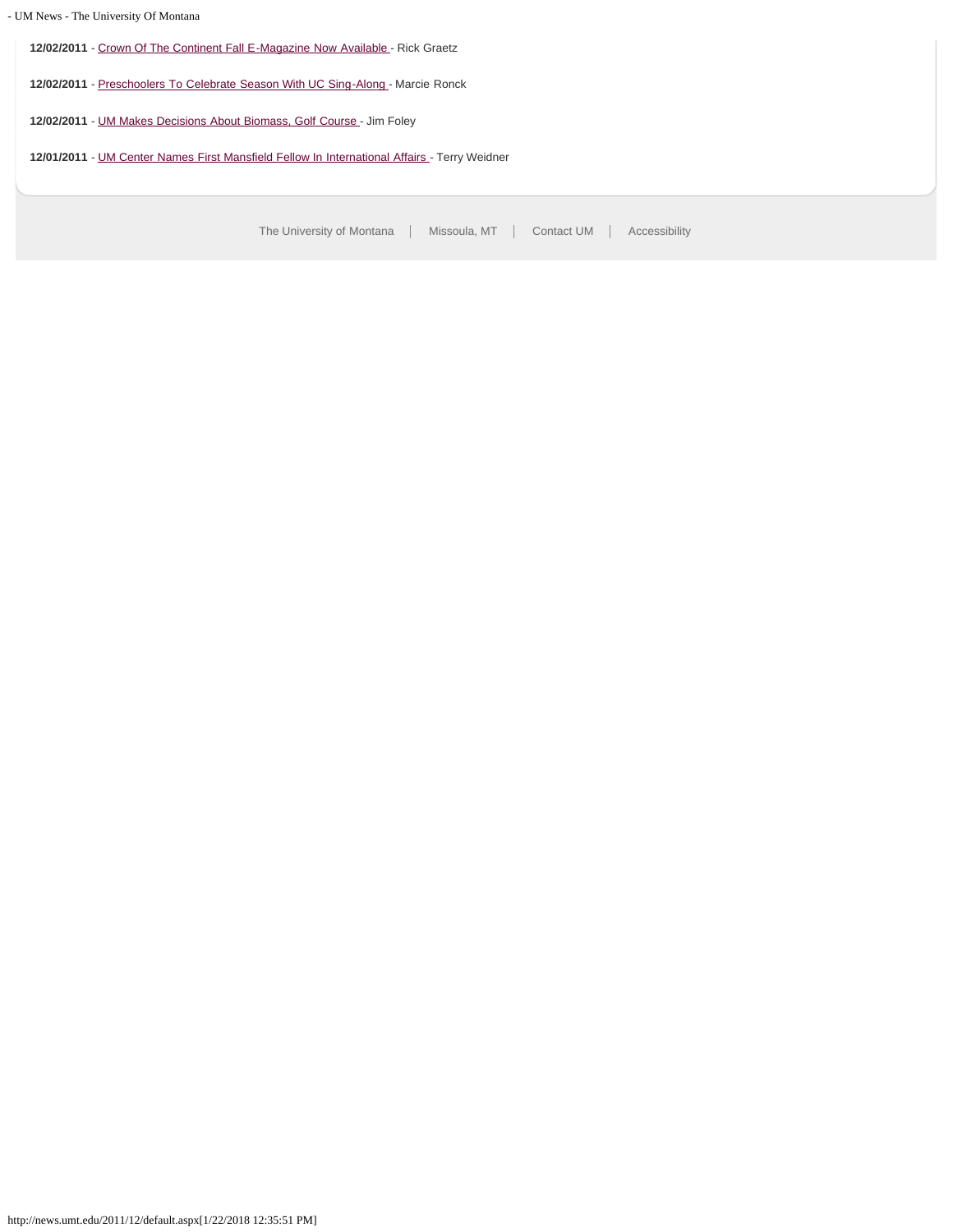**12/02/2011** - Crown Of The Continent Fall E-Magazine Now Available - Rick Graetz

**12/02/2011** - Preschoolers To Celebrate Season With UC Sing-Along - Marcie Ronck

**12/02/2011** - UM Makes Decisions About Biomass, Golf Course - Jim Foley

**12/01/2011** - UM Center Names First Mansfield Fellow In International Affairs - Terry Weidner

The University of Montana | Missoula, MT | Contact UM | Accessibility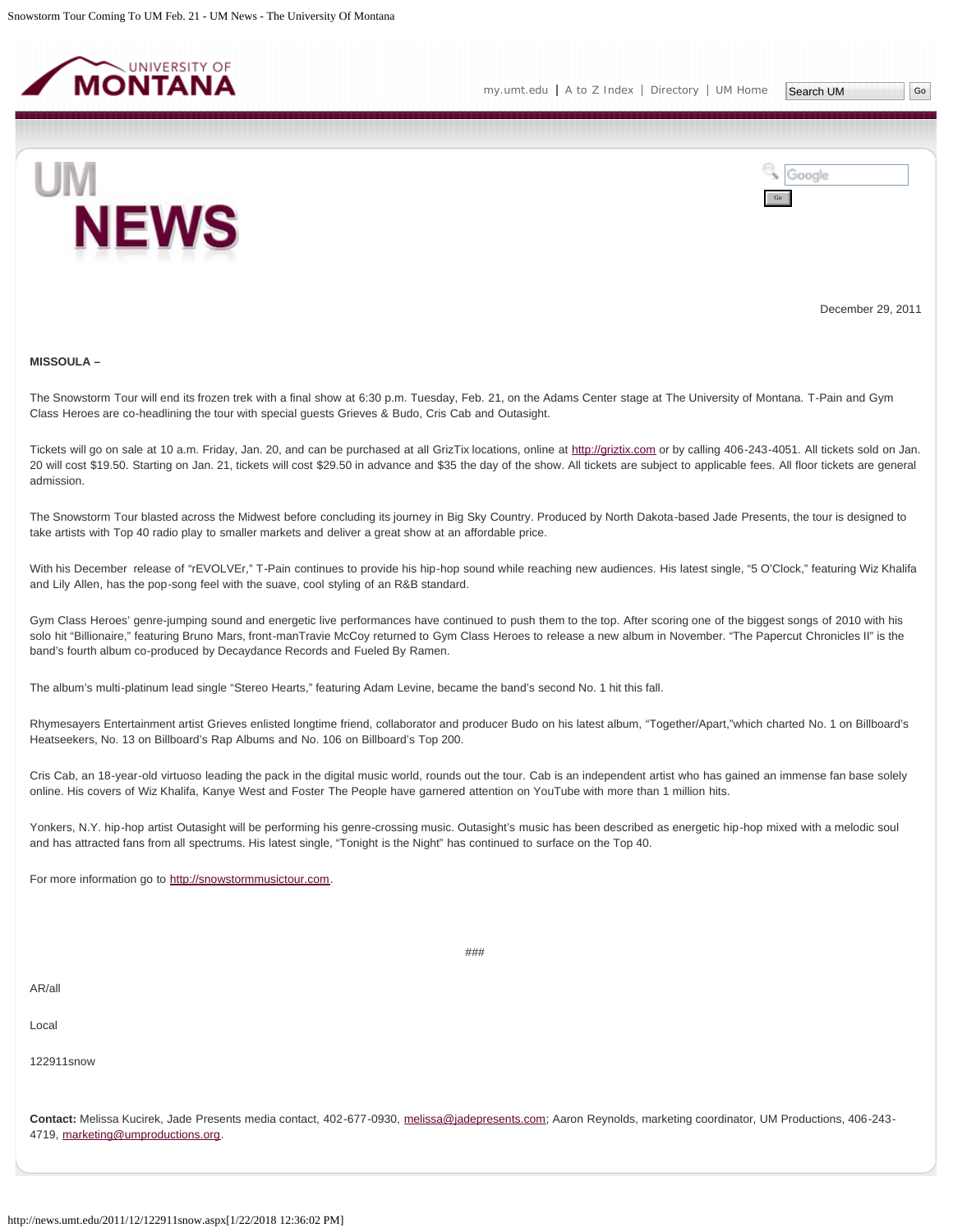December 29, 2011

**MISSOULA –**

The Snowstorm Tour will end its frozen trek with a final show at 6:30 p.m. Tuesday, Feb. 21, on the Adams Center stage at The University of Montana. T-Pain and Gym Class Heroes are co-headlining the tour with special guests Grieves & Budo, Cris Cab and Outasight.

Tickets will go on sale at 10 a.m. Friday, Jan. 20, and can be purchased at all GrizTix locations, online at http://griztix.com or by calling 406-243-4051. All tickets sold on Jan. 20 will cost $19.50. Starting on Jan. 21, tickets will cost $29.50 in advance and $35 the day of the show. All tickets are subject to applicable fees. All floor tickets are general admission.

The Snowstorm Tour blasted across the Midwest before concluding its journey in Big Sky Country. Produced by North Dakota-based Jade Presents, the tour is designed to take artists with Top 40 radio play to smaller markets and deliver a great show at an affordable price.

With his December release of "rEVOLVEr," T-Pain continues to provide his hip-hop sound while reaching new audiences. His latest single, "5 O'Clock," featuring Wiz Khalifa and Lily Allen, has the pop-song feel with the suave, cool styling of an R&B standard.

Gym Class Heroes' genre-jumping sound and energetic live performances have continued to push them to the top. After scoring one of the biggest songs of 2010 with his solo hit "Billionaire," featuring Bruno Mars, front-manTravie McCoy returned to Gym Class Heroes to release a new album in November. "The Papercut Chronicles II" is the band's fourth album co-produced by Decaydance Records and Fueled By Ramen.

The album's multi-platinum lead single "Stereo Hearts," featuring Adam Levine, became the band's second No. 1 hit this fall.

Rhymesayers Entertainment artist Grieves enlisted longtime friend, collaborator and producer Budo on his latest album, "Together/Apart,"which charted No. 1 on Billboard's Heatseekers, No. 13 on Billboard's Rap Albums and No. 106 on Billboard's Top 200.

Cris Cab, an 18-year-old virtuoso leading the pack in the digital music world, rounds out the tour. Cab is an independent artist who has gained an immense fan base solely online. His covers of Wiz Khalifa, Kanye West and Foster The People have garnered attention on YouTube with more than 1 million hits.

Yonkers, N.Y. hip-hop artist Outasight will be performing his genre-crossing music. Outasight's music has been described as energetic hip-hop mixed with a melodic soul and has attracted fans from all spectrums. His latest single, "Tonight is the Night" has continued to surface on the Top 40.

For more information go to http://snowstormmusictour.com.

###

AR/all

Local

122911snow

**Contact:** Melissa Kucirek, Jade Presents media contact, 402-677-0930, melissa@jadepresents.com; Aaron Reynolds, marketing coordinator, UM Productions, 406-243-4719, marketing@umproductions.org.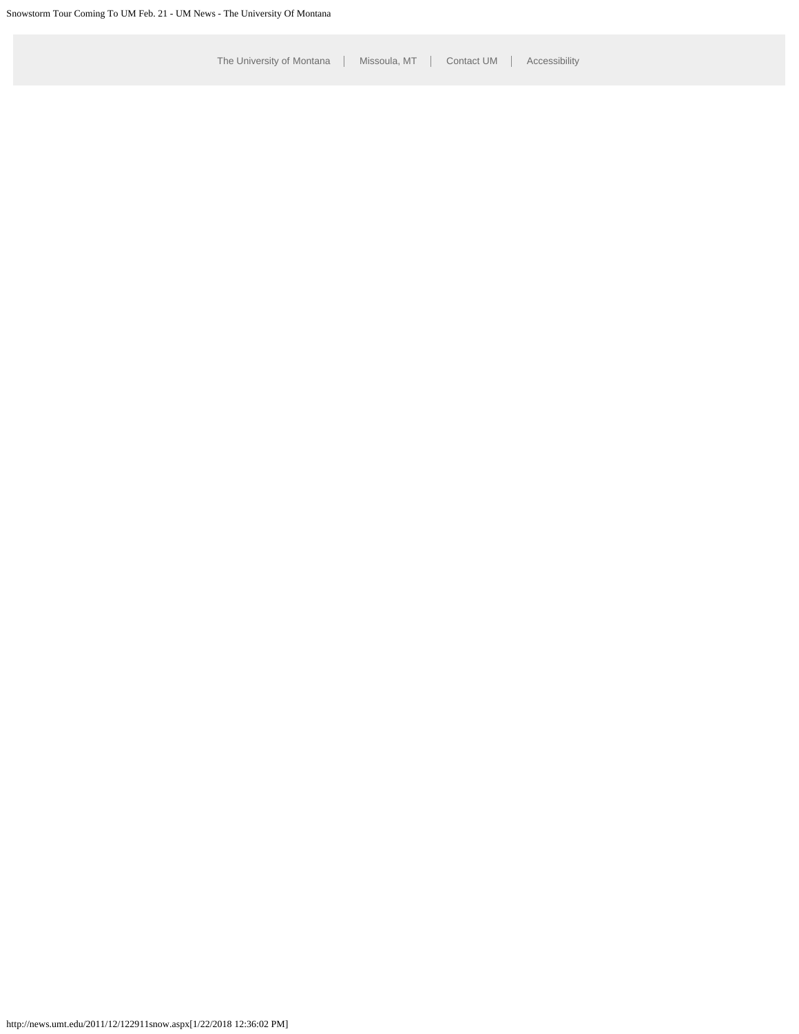The University of Montana | Missoula, MT | Contact UM | Accessibility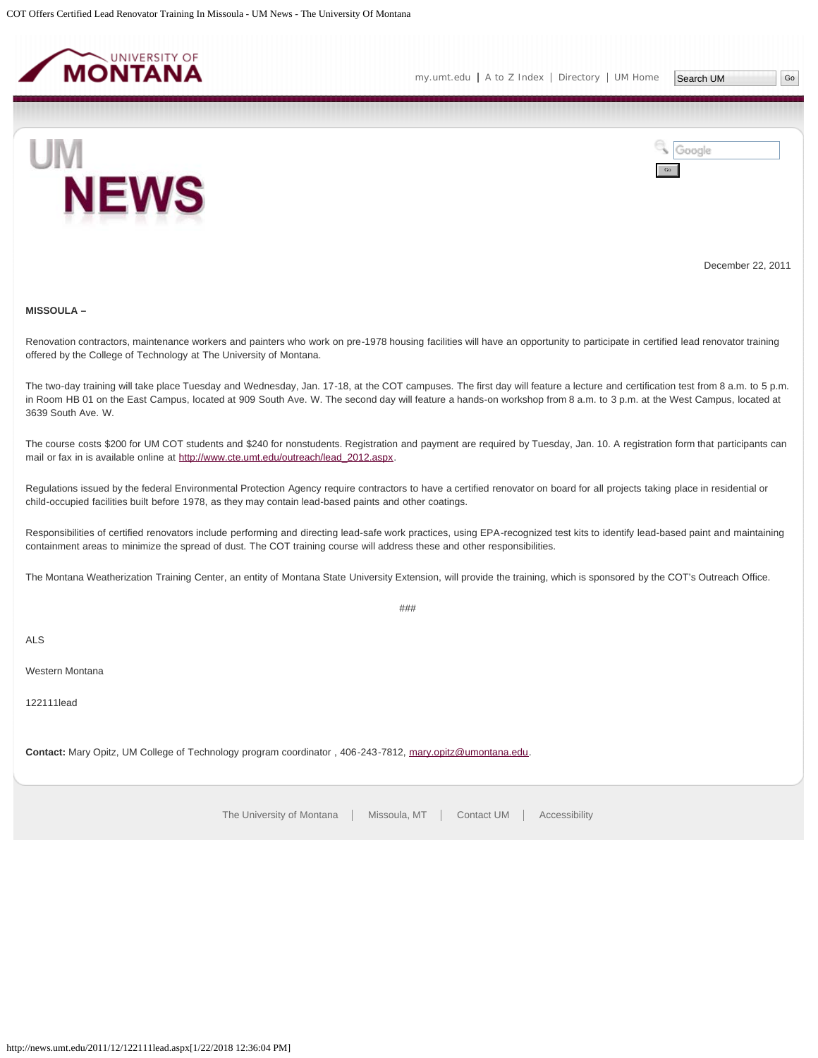December 22, 2011

**MISSOULA –**

Renovation contractors, maintenance workers and painters who work on pre-1978 housing facilities will have an opportunity to participate in certified lead renovator training offered by the College of Technology at The University of Montana.

The two-day training will take place Tuesday and Wednesday, Jan. 17-18, at the COT campuses. The first day will feature a lecture and certification test from 8 a.m. to 5 p.m. in Room HB 01 on the East Campus, located at 909 South Ave. W. The second day will feature a hands-on workshop from 8 a.m. to 3 p.m. at the West Campus, located at 3639 South Ave. W.

The course costs $200 for UM COT students and $240 for nonstudents. Registration and payment are required by Tuesday, Jan. 10. A registration form that participants can mail or fax in is available online at http://www.cte.umt.edu/outreach/lead_2012.aspx.

Regulations issued by the federal Environmental Protection Agency require contractors to have a certified renovator on board for all projects taking place in residential or child-occupied facilities built before 1978, as they may contain lead-based paints and other coatings.

Responsibilities of certified renovators include performing and directing lead-safe work practices, using EPA-recognized test kits to identify lead-based paint and maintaining containment areas to minimize the spread of dust. The COT training course will address these and other responsibilities.

The Montana Weatherization Training Center, an entity of Montana State University Extension, will provide the training, which is sponsored by the COT's Outreach Office.

###

ALS

Western Montana

122111lead

**Contact:** Mary Opitz, UM College of Technology program coordinator , 406-243-7812, mary.opitz@umontana.edu.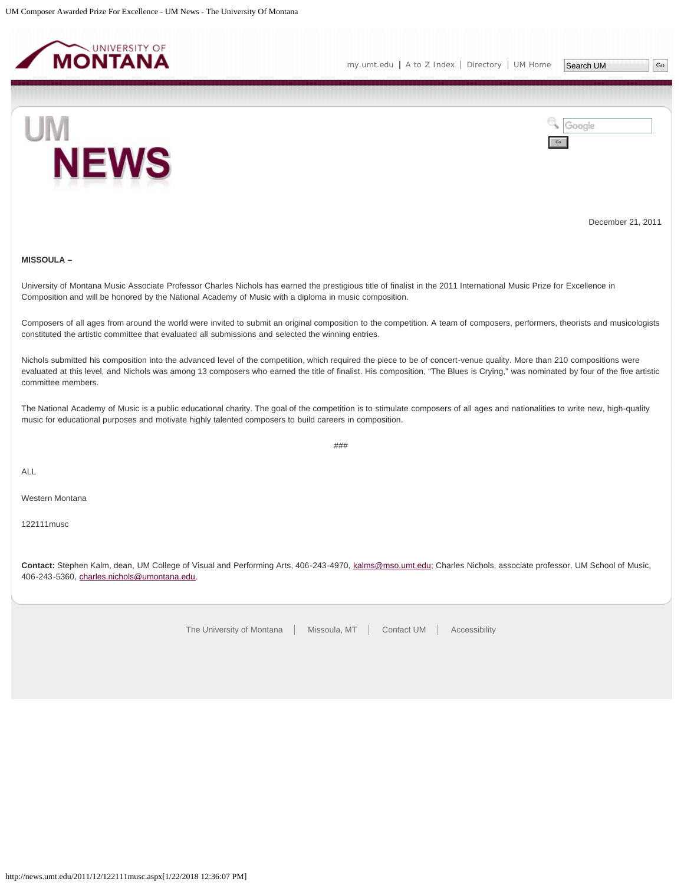December 21, 2011

**MISSOULA –**

University of Montana Music Associate Professor Charles Nichols has earned the prestigious title of finalist in the 2011 International Music Prize for Excellence in Composition and will be honored by the National Academy of Music with a diploma in music composition.

Composers of all ages from around the world were invited to submit an original composition to the competition. A team of composers, performers, theorists and musicologists constituted the artistic committee that evaluated all submissions and selected the winning entries.

Nichols submitted his composition into the advanced level of the competition, which required the piece to be of concert-venue quality. More than 210 compositions were evaluated at this level, and Nichols was among 13 composers who earned the title of finalist. His composition, “The Blues is Crying,” was nominated by four of the five artistic committee members.

The National Academy of Music is a public educational charity. The goal of the competition is to stimulate composers of all ages and nationalities to write new, high-quality music for educational purposes and motivate highly talented composers to build careers in composition.

###

ALL

Western Montana

122111musc

**Contact:** Stephen Kalm, dean, UM College of Visual and Performing Arts, 406-243-4970, kalms@mso.umt.edu; Charles Nichols, associate professor, UM School of Music, 406-243-5360, charles.nichols@umontana.edu.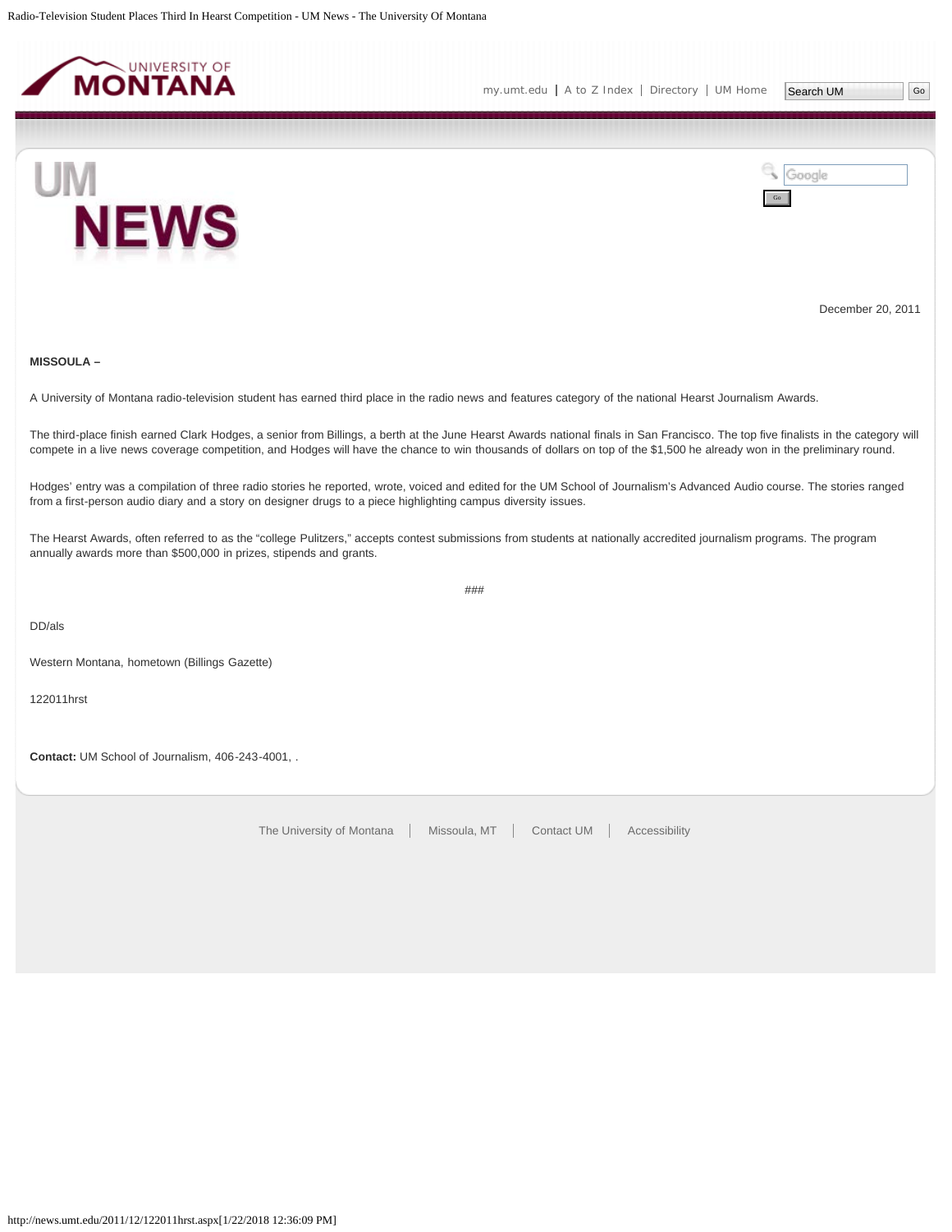December 20, 2011

**MISSOULA –**

A University of Montana radio-television student has earned third place in the radio news and features category of the national Hearst Journalism Awards.

The third-place finish earned Clark Hodges, a senior from Billings, a berth at the June Hearst Awards national finals in San Francisco. The top five finalists in the category will compete in a live news coverage competition, and Hodges will have the chance to win thousands of dollars on top of the $1,500 he already won in the preliminary round.

Hodges' entry was a compilation of three radio stories he reported, wrote, voiced and edited for the UM School of Journalism's Advanced Audio course. The stories ranged from a first-person audio diary and a story on designer drugs to a piece highlighting campus diversity issues.

The Hearst Awards, often referred to as the "college Pulitzers," accepts contest submissions from students at nationally accredited journalism programs. The program annually awards more than $500,000 in prizes, stipends and grants.

###

DD/als

Western Montana, hometown (Billings Gazette)

122011hrst

**Contact:** UM School of Journalism, 406-243-4001, .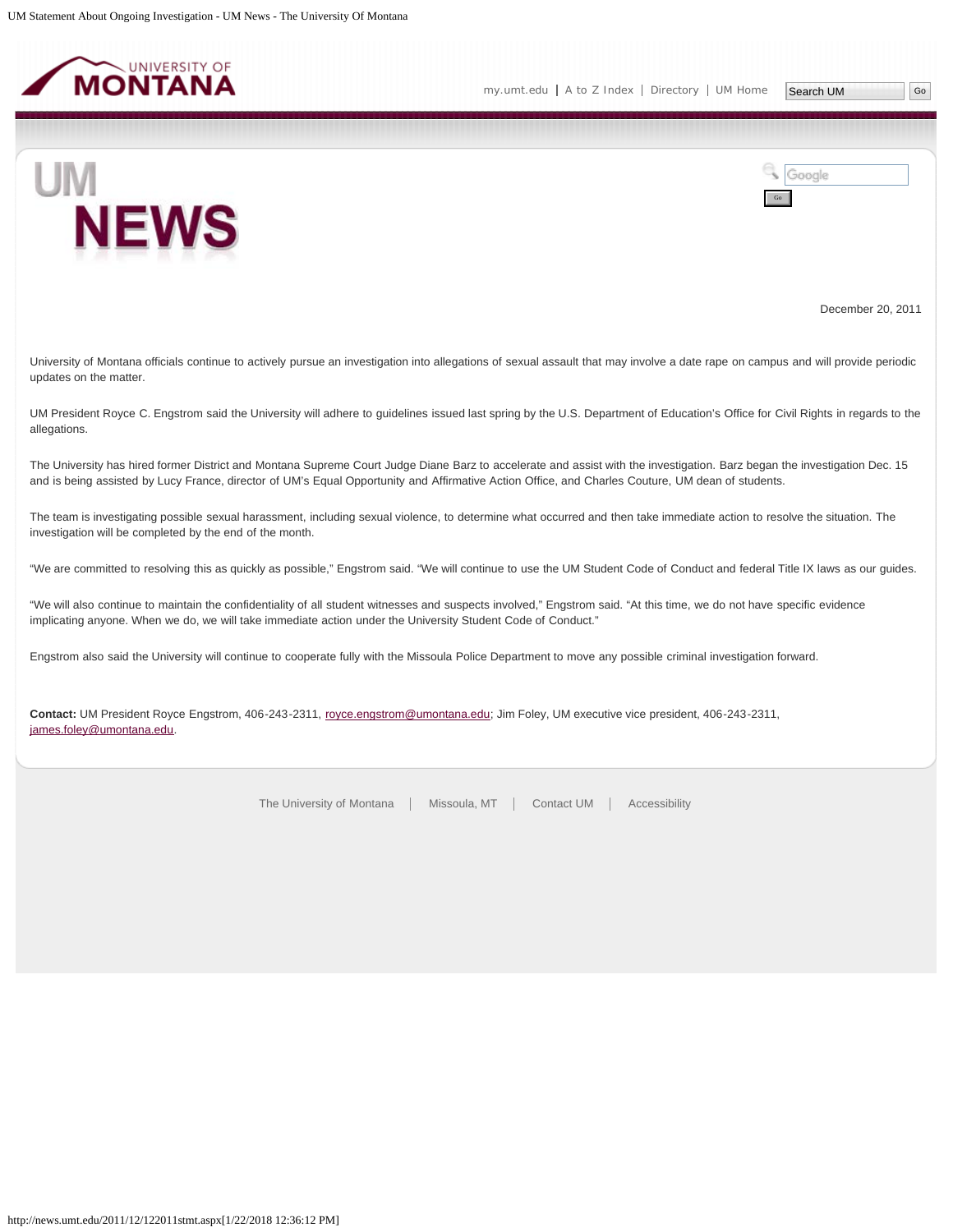December 20, 2011

University of Montana officials continue to actively pursue an investigation into allegations of sexual assault that may involve a date rape on campus and will provide periodic updates on the matter.

UM President Royce C. Engstrom said the University will adhere to guidelines issued last spring by the U.S. Department of Education's Office for Civil Rights in regards to the allegations.

The University has hired former District and Montana Supreme Court Judge Diane Barz to accelerate and assist with the investigation. Barz began the investigation Dec. 15 and is being assisted by Lucy France, director of UM's Equal Opportunity and Affirmative Action Office, and Charles Couture, UM dean of students.

The team is investigating possible sexual harassment, including sexual violence, to determine what occurred and then take immediate action to resolve the situation. The investigation will be completed by the end of the month.

"We are committed to resolving this as quickly as possible," Engstrom said. "We will continue to use the UM Student Code of Conduct and federal Title IX laws as our guides.

"We will also continue to maintain the confidentiality of all student witnesses and suspects involved," Engstrom said. "At this time, we do not have specific evidence implicating anyone. When we do, we will take immediate action under the University Student Code of Conduct."

Engstrom also said the University will continue to cooperate fully with the Missoula Police Department to move any possible criminal investigation forward.

**Contact:** UM President Royce Engstrom, 406-243-2311, royce.engstrom@umontana.edu; Jim Foley, UM executive vice president, 406-243-2311, james.foley@umontana.edu.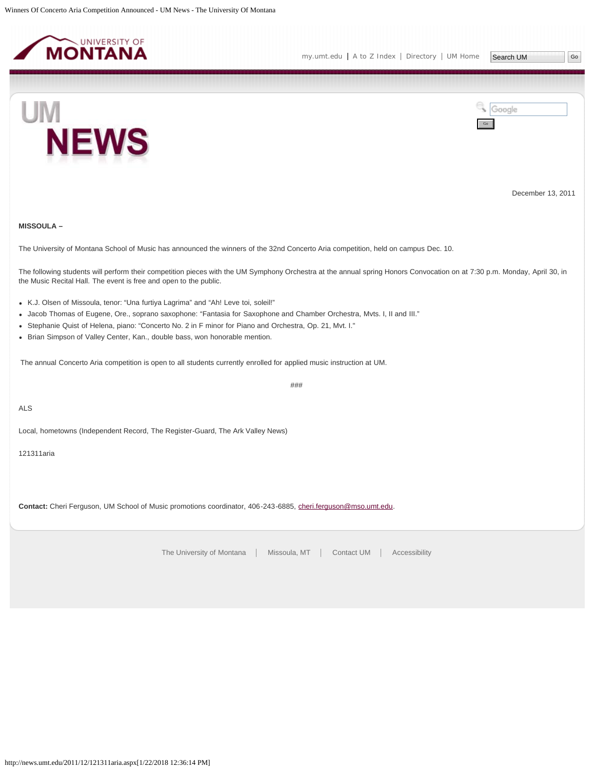December 13, 2011

**MISSOULA –**

The University of Montana School of Music has announced the winners of the 32nd Concerto Aria competition, held on campus Dec. 10.

The following students will perform their competition pieces with the UM Symphony Orchestra at the annual spring Honors Convocation on at 7:30 p.m. Monday, April 30, in the Music Recital Hall. The event is free and open to the public.

- K.J. Olsen of Missoula, tenor: “Una furtiya Lagrima” and “Ah! Leve toi, soleil!”
- Jacob Thomas of Eugene, Ore., soprano saxophone: “Fantasia for Saxophone and Chamber Orchestra, Mvts. I, II and III.”
- Stephanie Quist of Helena, piano: “Concerto No. 2 in F minor for Piano and Orchestra, Op. 21, Mvt. I.”
- Brian Simpson of Valley Center, Kan., double bass, won honorable mention.

The annual Concerto Aria competition is open to all students currently enrolled for applied music instruction at UM.

###

ALS

Local, hometowns (Independent Record, The Register-Guard, The Ark Valley News)

121311aria

**Contact:** Cheri Ferguson, UM School of Music promotions coordinator, 406-243-6885, cheri.ferguson@mso.umt.edu.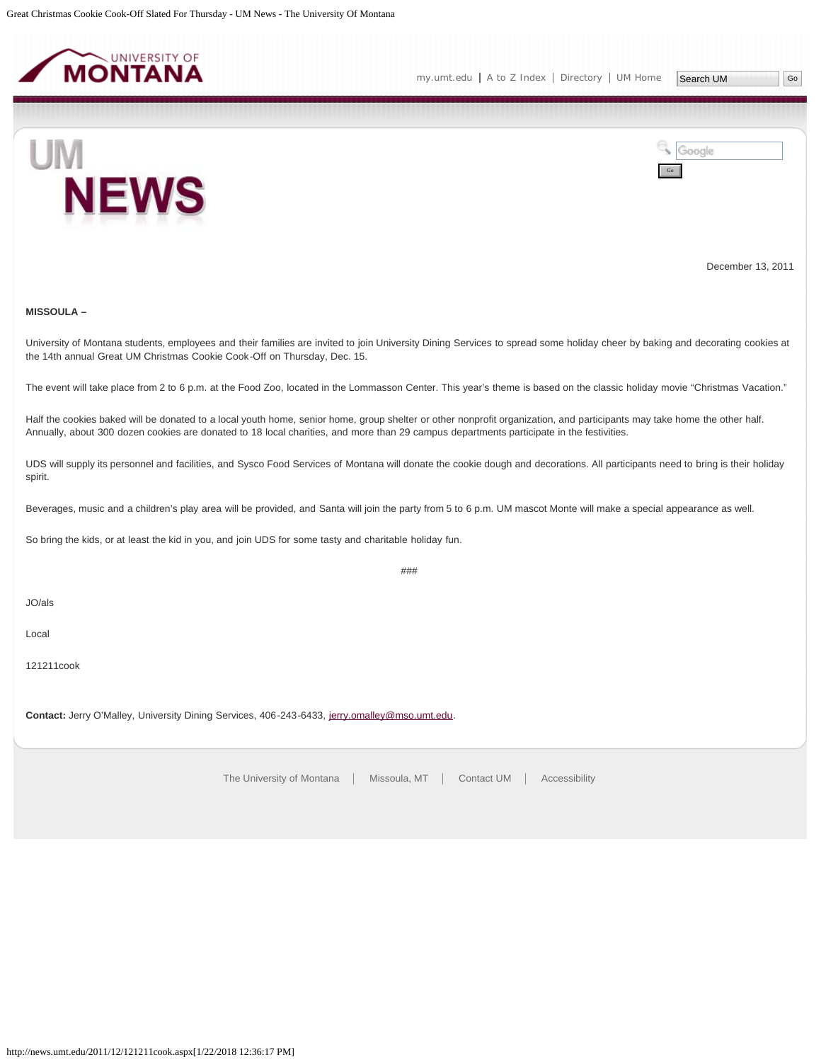December 13, 2011

**MISSOULA –**

University of Montana students, employees and their families are invited to join University Dining Services to spread some holiday cheer by baking and decorating cookies at the 14th annual Great UM Christmas Cookie Cook-Off on Thursday, Dec. 15.

The event will take place from 2 to 6 p.m. at the Food Zoo, located in the Lommasson Center. This year's theme is based on the classic holiday movie "Christmas Vacation."

Half the cookies baked will be donated to a local youth home, senior home, group shelter or other nonprofit organization, and participants may take home the other half. Annually, about 300 dozen cookies are donated to 18 local charities, and more than 29 campus departments participate in the festivities.

UDS will supply its personnel and facilities, and Sysco Food Services of Montana will donate the cookie dough and decorations. All participants need to bring is their holiday spirit.

Beverages, music and a children's play area will be provided, and Santa will join the party from 5 to 6 p.m. UM mascot Monte will make a special appearance as well.

So bring the kids, or at least the kid in you, and join UDS for some tasty and charitable holiday fun.

###

JO/als

Local

121211cook

**Contact:** Jerry O'Malley, University Dining Services, 406-243-6433, jerry.omalley@mso.umt.edu.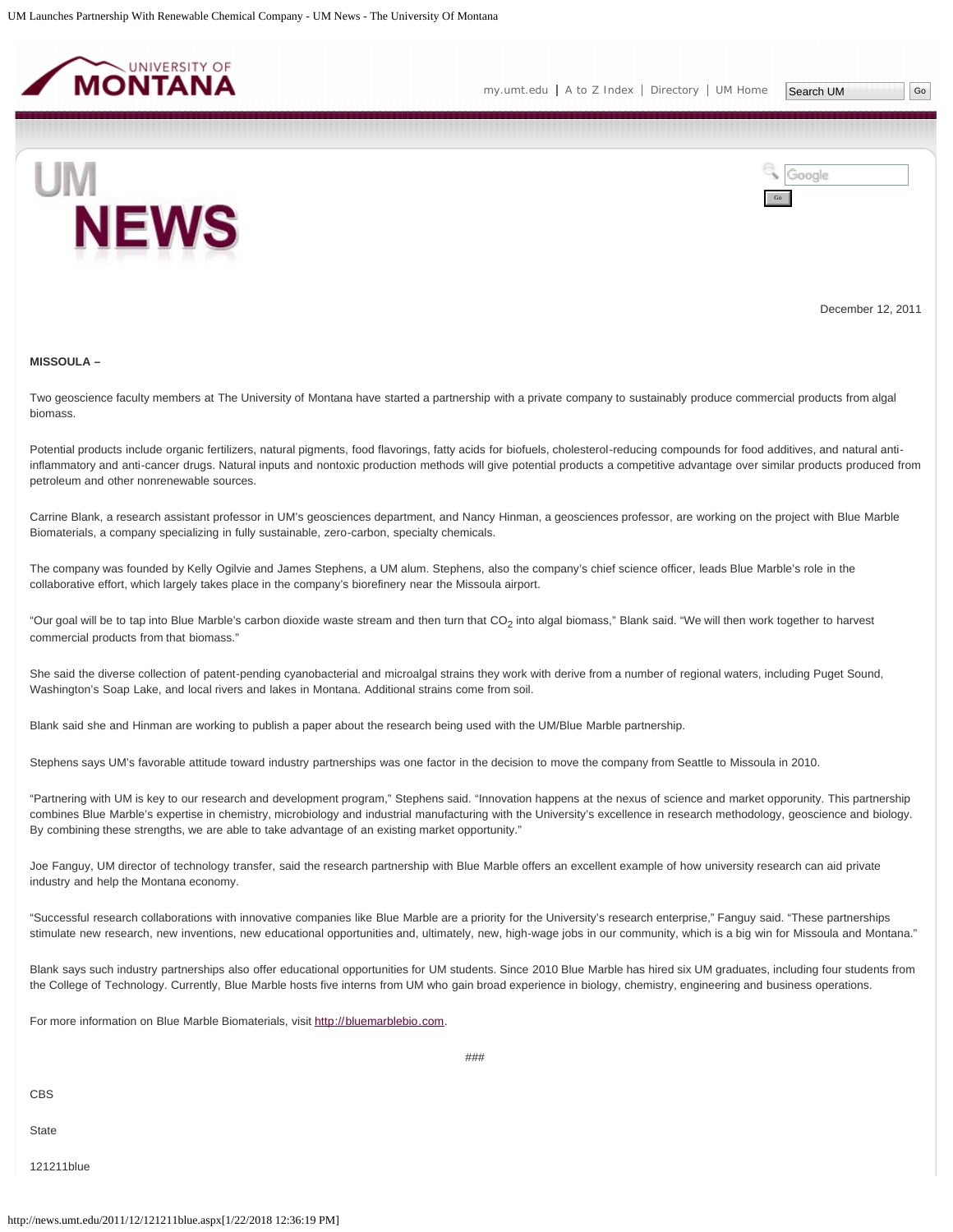December 12, 2011

**MISSOULA –**

Two geoscience faculty members at The University of Montana have started a partnership with a private company to sustainably produce commercial products from algal biomass.

Potential products include organic fertilizers, natural pigments, food flavorings, fatty acids for biofuels, cholesterol-reducing compounds for food additives, and natural anti-inflammatory and anti-cancer drugs. Natural inputs and nontoxic production methods will give potential products a competitive advantage over similar products produced from petroleum and other nonrenewable sources.

Carrine Blank, a research assistant professor in UM's geosciences department, and Nancy Hinman, a geosciences professor, are working on the project with Blue Marble Biomaterials, a company specializing in fully sustainable, zero-carbon, specialty chemicals.

The company was founded by Kelly Ogilvie and James Stephens, a UM alum. Stephens, also the company's chief science officer, leads Blue Marble's role in the collaborative effort, which largely takes place in the company's biorefinery near the Missoula airport.

"Our goal will be to tap into Blue Marble's carbon dioxide waste stream and then turn that $CO_2$ into algal biomass," Blank said. "We will then work together to harvest commercial products from that biomass."

She said the diverse collection of patent-pending cyanobacterial and microalgal strains they work with derive from a number of regional waters, including Puget Sound, Washington's Soap Lake, and local rivers and lakes in Montana. Additional strains come from soil.

Blank said she and Hinman are working to publish a paper about the research being used with the UM/Blue Marble partnership.

Stephens says UM's favorable attitude toward industry partnerships was one factor in the decision to move the company from Seattle to Missoula in 2010.

"Partnering with UM is key to our research and development program," Stephens said. "Innovation happens at the nexus of science and market opporunity. This partnership combines Blue Marble's expertise in chemistry, microbiology and industrial manufacturing with the University's excellence in research methodology, geoscience and biology. By combining these strengths, we are able to take advantage of an existing market opportunity."

Joe Fanguy, UM director of technology transfer, said the research partnership with Blue Marble offers an excellent example of how university research can aid private industry and help the Montana economy.

"Successful research collaborations with innovative companies like Blue Marble are a priority for the University's research enterprise," Fanguy said. "These partnerships stimulate new research, new inventions, new educational opportunities and, ultimately, new, high-wage jobs in our community, which is a big win for Missoula and Montana."

Blank says such industry partnerships also offer educational opportunities for UM students. Since 2010 Blue Marble has hired six UM graduates, including four students from the College of Technology. Currently, Blue Marble hosts five interns from UM who gain broad experience in biology, chemistry, engineering and business operations.

For more information on Blue Marble Biomaterials, visit http://bluemarblebio.com.

###

CBS

State

121211blue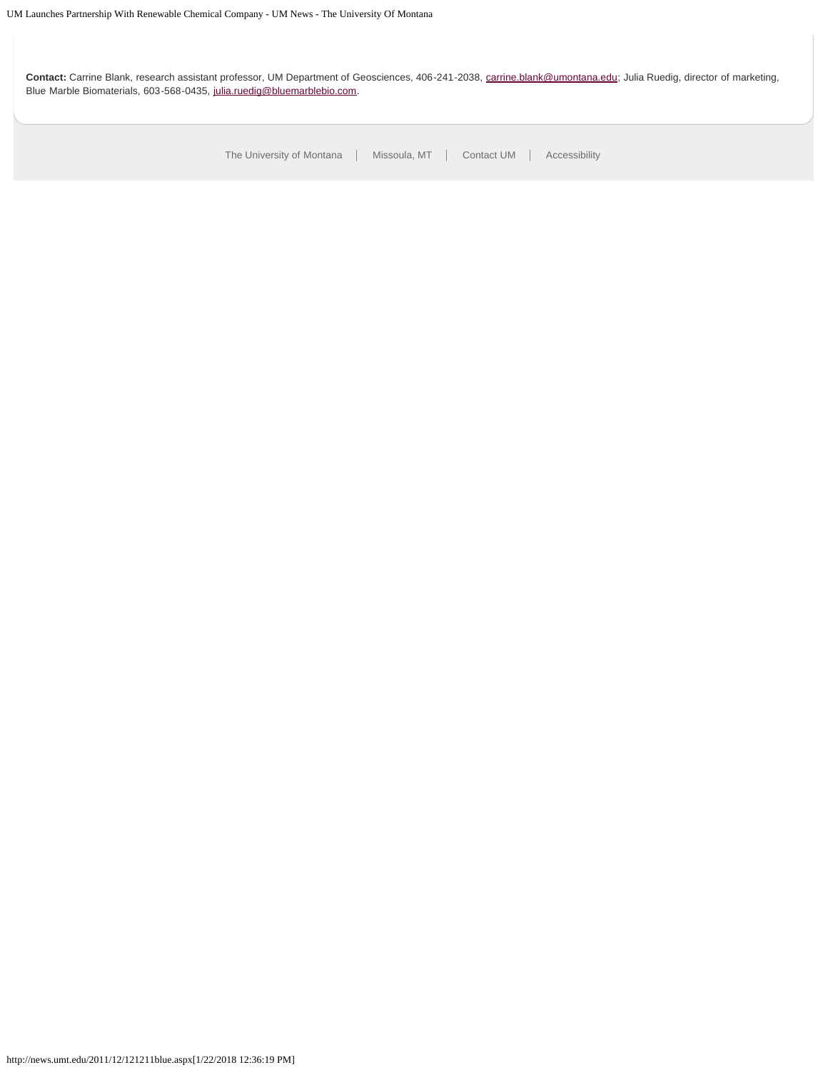**Contact:** Carrine Blank, research assistant professor, UM Department of Geosciences, 406-241-2038, carrine.blank@umontana.edu; Julia Ruedig, director of marketing, Blue Marble Biomaterials, 603-568-0435, julia.ruedig@bluemarblebio.com.

The University of Montana | Missoula, MT | Contact UM | Accessibility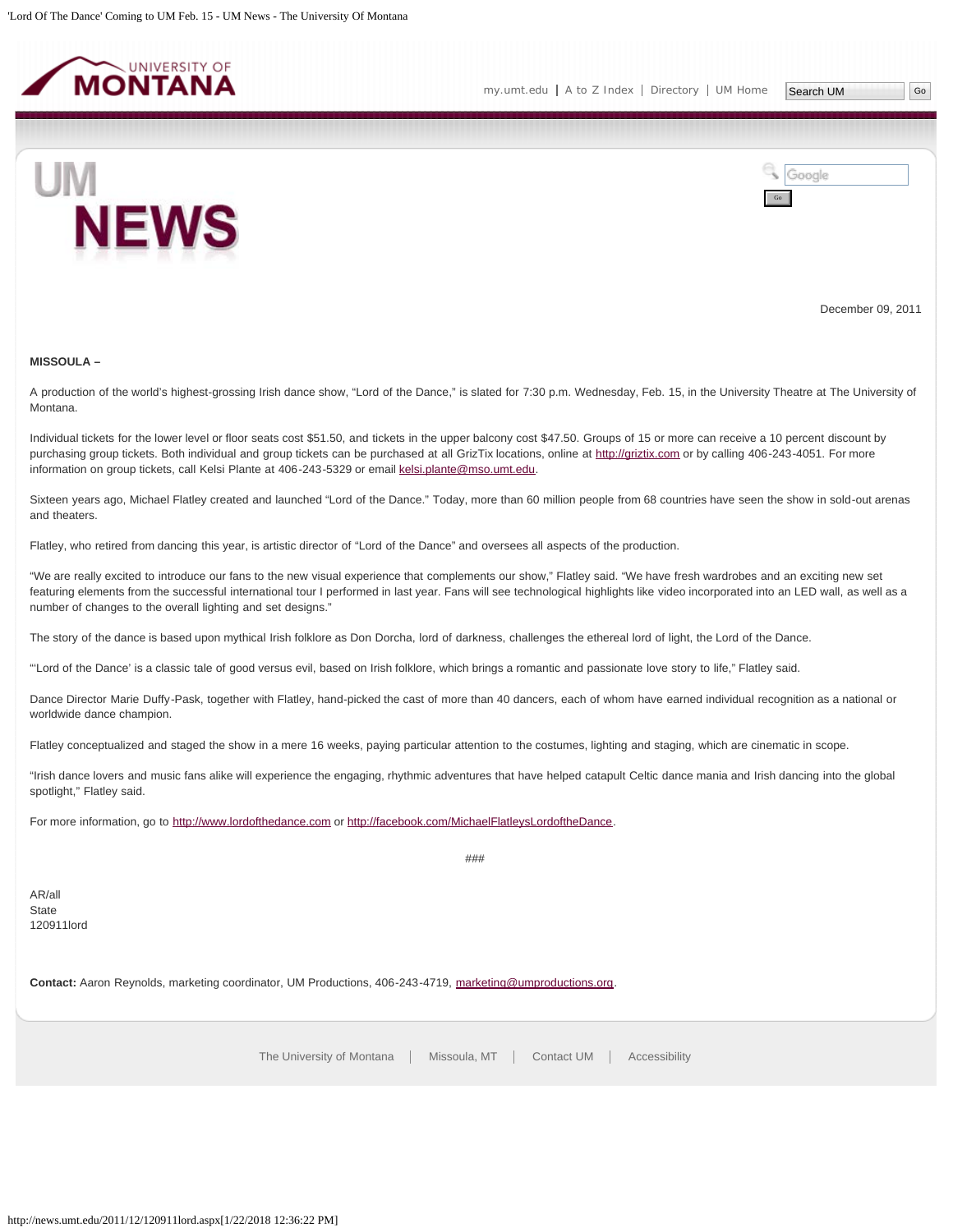December 09, 2011

**MISSOULA –**

A production of the world's highest-grossing Irish dance show, "Lord of the Dance," is slated for 7:30 p.m. Wednesday, Feb. 15, in the University Theatre at The University of Montana.

Individual tickets for the lower level or floor seats cost $51.50, and tickets in the upper balcony cost $47.50. Groups of 15 or more can receive a 10 percent discount by purchasing group tickets. Both individual and group tickets can be purchased at all GrizTix locations, online at http://griztix.com or by calling 406-243-4051. For more information on group tickets, call Kelsi Plante at 406-243-5329 or email kelsi.plante@mso.umt.edu.

Sixteen years ago, Michael Flatley created and launched "Lord of the Dance." Today, more than 60 million people from 68 countries have seen the show in sold-out arenas and theaters.

Flatley, who retired from dancing this year, is artistic director of "Lord of the Dance" and oversees all aspects of the production.

"We are really excited to introduce our fans to the new visual experience that complements our show," Flatley said. "We have fresh wardrobes and an exciting new set featuring elements from the successful international tour I performed in last year. Fans will see technological highlights like video incorporated into an LED wall, as well as a number of changes to the overall lighting and set designs."

The story of the dance is based upon mythical Irish folklore as Don Dorcha, lord of darkness, challenges the ethereal lord of light, the Lord of the Dance.

"'Lord of the Dance' is a classic tale of good versus evil, based on Irish folklore, which brings a romantic and passionate love story to life," Flatley said.

Dance Director Marie Duffy-Pask, together with Flatley, hand-picked the cast of more than 40 dancers, each of whom have earned individual recognition as a national or worldwide dance champion.

Flatley conceptualized and staged the show in a mere 16 weeks, paying particular attention to the costumes, lighting and staging, which are cinematic in scope.

"Irish dance lovers and music fans alike will experience the engaging, rhythmic adventures that have helped catapult Celtic dance mania and Irish dancing into the global spotlight," Flatley said.

For more information, go to http://www.lordofthedance.com or http://facebook.com/MichaelFlatleysLordoftheDance.

###

AR/all
State
120911lord

**Contact:** Aaron Reynolds, marketing coordinator, UM Productions, 406-243-4719, marketing@umproductions.org.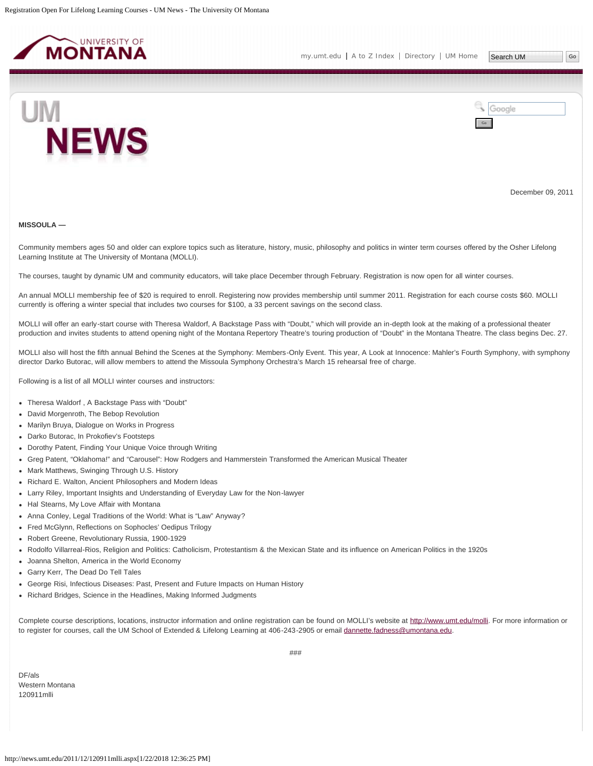December 09, 2011

**MISSOULA —**

Community members ages 50 and older can explore topics such as literature, history, music, philosophy and politics in winter term courses offered by the Osher Lifelong Learning Institute at The University of Montana (MOLLI).

The courses, taught by dynamic UM and community educators, will take place December through February. Registration is now open for all winter courses.

An annual MOLLI membership fee of $20 is required to enroll. Registering now provides membership until summer 2011. Registration for each course costs $60. MOLLI currently is offering a winter special that includes two courses for $100, a 33 percent savings on the second class.

MOLLI will offer an early-start course with Theresa Waldorf, A Backstage Pass with "Doubt," which will provide an in-depth look at the making of a professional theater production and invites students to attend opening night of the Montana Repertory Theatre's touring production of "Doubt" in the Montana Theatre. The class begins Dec. 27.

MOLLI also will host the fifth annual Behind the Scenes at the Symphony: Members-Only Event. This year, A Look at Innocence: Mahler's Fourth Symphony, with symphony director Darko Butorac, will allow members to attend the Missoula Symphony Orchestra's March 15 rehearsal free of charge.

Following is a list of all MOLLI winter courses and instructors:

- Theresa Waldorf , A Backstage Pass with "Doubt"
- David Morgenroth, The Bebop Revolution
- Marilyn Bruya, Dialogue on Works in Progress
- Darko Butorac, In Prokofiev's Footsteps
- Dorothy Patent, Finding Your Unique Voice through Writing
- Greg Patent, "Oklahoma!" and "Carousel": How Rodgers and Hammerstein Transformed the American Musical Theater
- Mark Matthews, Swinging Through U.S. History
- Richard E. Walton, Ancient Philosophers and Modern Ideas
- Larry Riley, Important Insights and Understanding of Everyday Law for the Non-lawyer
- Hal Stearns, My Love Affair with Montana
- Anna Conley, Legal Traditions of the World: What is "Law" Anyway?
- Fred McGlynn, Reflections on Sophocles' Oedipus Trilogy
- Robert Greene, Revolutionary Russia, 1900-1929
- Rodolfo Villarreal-Rios, Religion and Politics: Catholicism, Protestantism & the Mexican State and its influence on American Politics in the 1920s
- Joanna Shelton, America in the World Economy
- Garry Kerr, The Dead Do Tell Tales
- George Risi, Infectious Diseases: Past, Present and Future Impacts on Human History
- Richard Bridges, Science in the Headlines, Making Informed Judgments

Complete course descriptions, locations, instructor information and online registration can be found on MOLLI's website at http://www.umt.edu/molli. For more information or to register for courses, call the UM School of Extended & Lifelong Learning at 406-243-2905 or email dannette.fadness@umontana.edu.

###

DF/als
Western Montana
120911mlli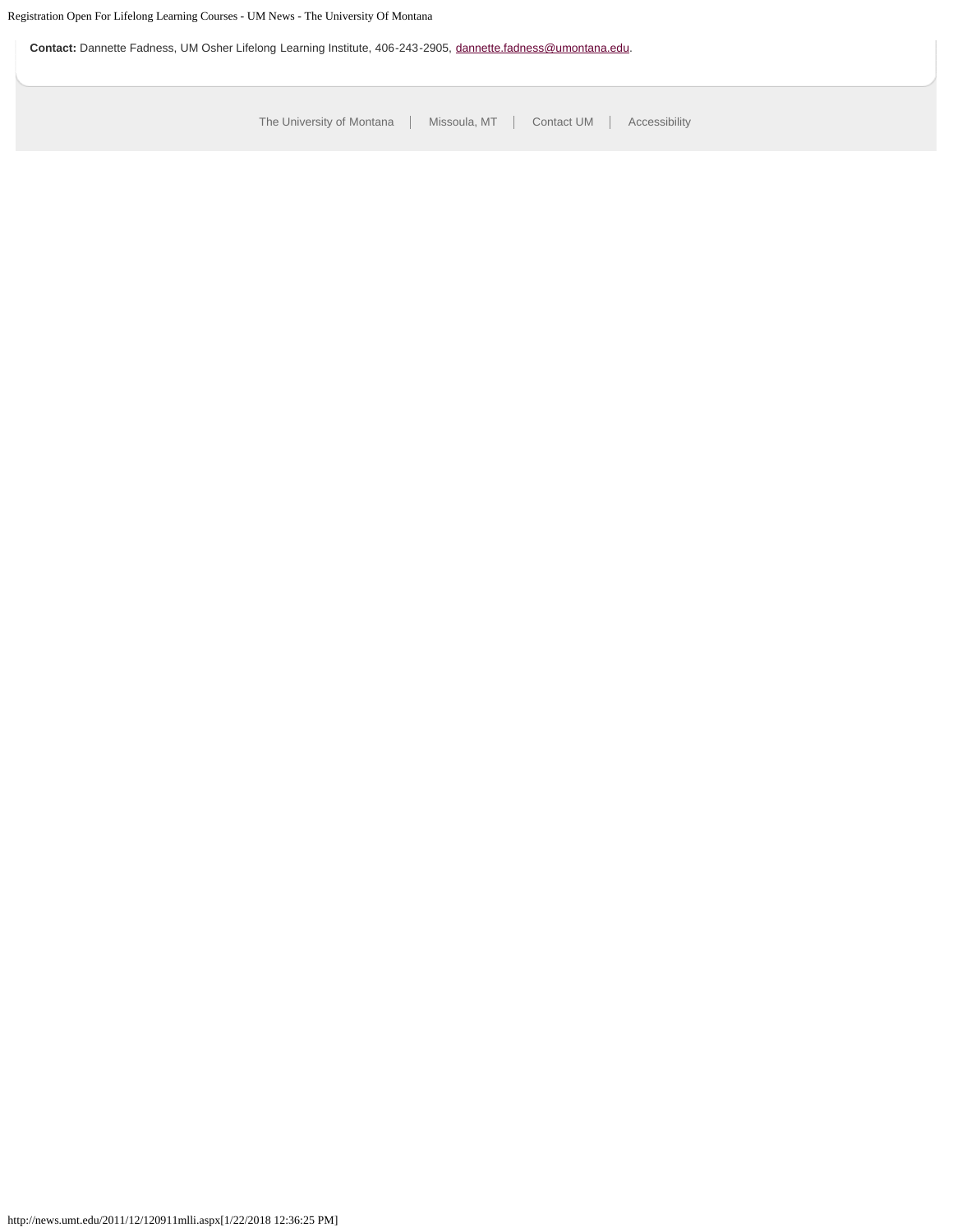**Contact:** Dannette Fadness, UM Osher Lifelong Learning Institute, 406-243-2905, dannette.fadness@umontana.edu.

The University of Montana | Missoula, MT | Contact UM | Accessibility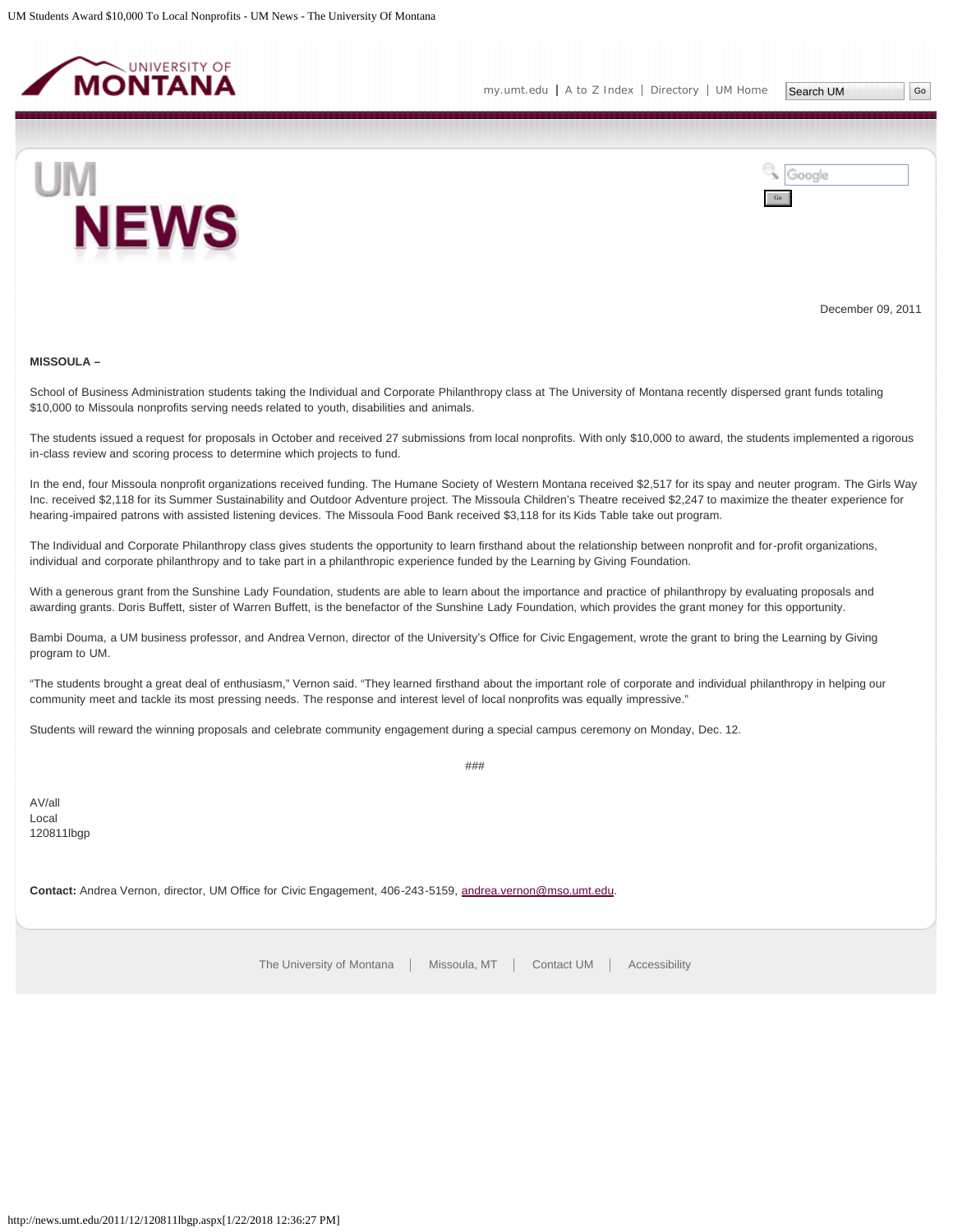December 09, 2011

**MISSOULA –**

School of Business Administration students taking the Individual and Corporate Philanthropy class at The University of Montana recently dispersed grant funds totaling $10,000 to Missoula nonprofits serving needs related to youth, disabilities and animals.

The students issued a request for proposals in October and received 27 submissions from local nonprofits. With only $10,000 to award, the students implemented a rigorous in-class review and scoring process to determine which projects to fund.

In the end, four Missoula nonprofit organizations received funding. The Humane Society of Western Montana received $2,517 for its spay and neuter program. The Girls Way Inc. received $2,118 for its Summer Sustainability and Outdoor Adventure project. The Missoula Children's Theatre received $2,247 to maximize the theater experience for hearing-impaired patrons with assisted listening devices. The Missoula Food Bank received $3,118 for its Kids Table take out program.

The Individual and Corporate Philanthropy class gives students the opportunity to learn firsthand about the relationship between nonprofit and for-profit organizations, individual and corporate philanthropy and to take part in a philanthropic experience funded by the Learning by Giving Foundation.

With a generous grant from the Sunshine Lady Foundation, students are able to learn about the importance and practice of philanthropy by evaluating proposals and awarding grants. Doris Buffett, sister of Warren Buffett, is the benefactor of the Sunshine Lady Foundation, which provides the grant money for this opportunity.

Bambi Douma, a UM business professor, and Andrea Vernon, director of the University's Office for Civic Engagement, wrote the grant to bring the Learning by Giving program to UM.

"The students brought a great deal of enthusiasm," Vernon said. "They learned firsthand about the important role of corporate and individual philanthropy in helping our community meet and tackle its most pressing needs. The response and interest level of local nonprofits was equally impressive."

Students will reward the winning proposals and celebrate community engagement during a special campus ceremony on Monday, Dec. 12.

###

AV/all
Local
120811lbgp

**Contact:** Andrea Vernon, director, UM Office for Civic Engagement, 406-243-5159, andrea.vernon@mso.umt.edu.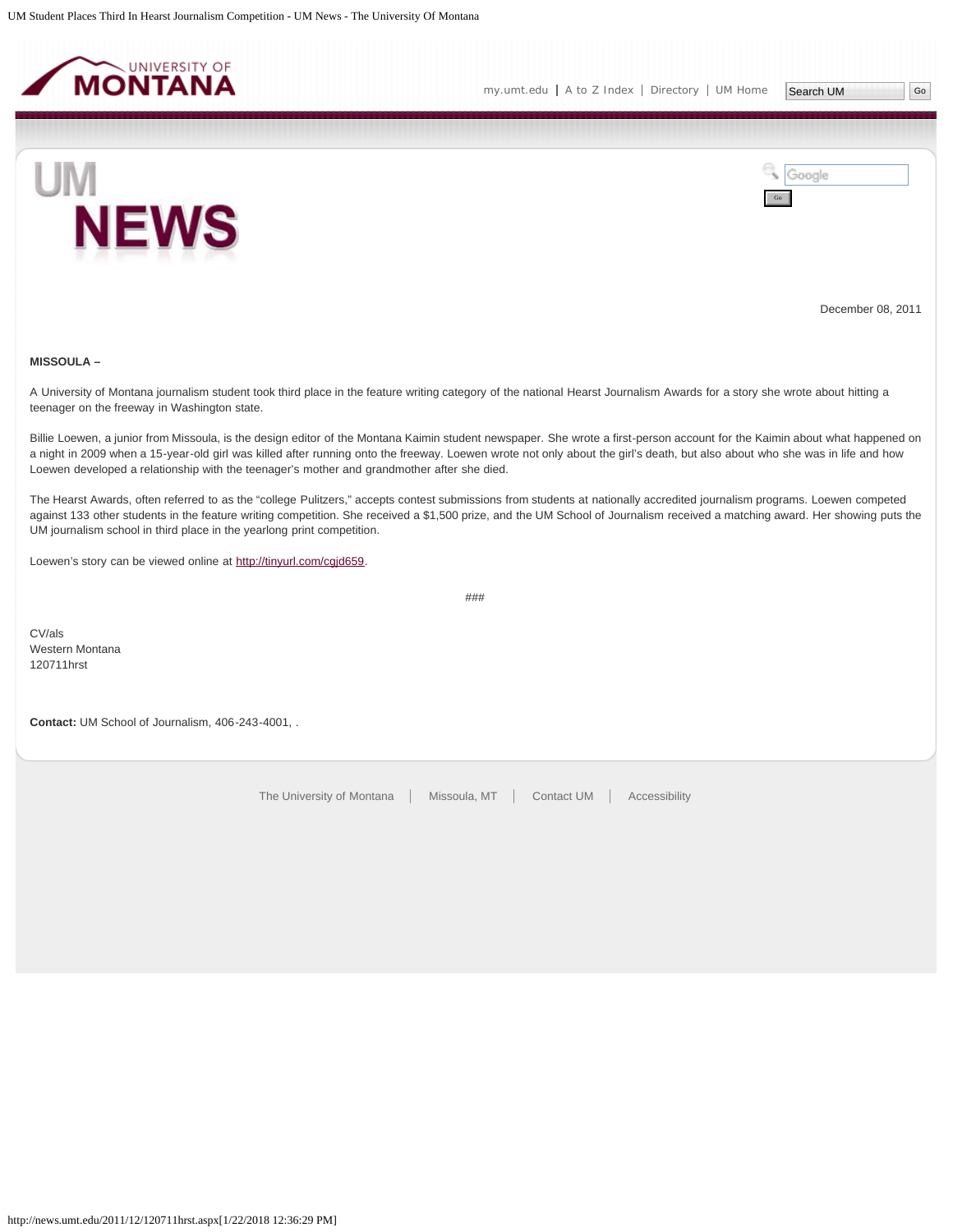December 08, 2011

**MISSOULA –**

A University of Montana journalism student took third place in the feature writing category of the national Hearst Journalism Awards for a story she wrote about hitting a teenager on the freeway in Washington state.

Billie Loewen, a junior from Missoula, is the design editor of the Montana Kaimin student newspaper. She wrote a first-person account for the Kaimin about what happened on a night in 2009 when a 15-year-old girl was killed after running onto the freeway. Loewen wrote not only about the girl's death, but also about who she was in life and how Loewen developed a relationship with the teenager's mother and grandmother after she died.

The Hearst Awards, often referred to as the "college Pulitzers," accepts contest submissions from students at nationally accredited journalism programs. Loewen competed against 133 other students in the feature writing competition. She received a $1,500 prize, and the UM School of Journalism received a matching award. Her showing puts the UM journalism school in third place in the yearlong print competition.

Loewen's story can be viewed online at http://tinyurl.com/cgjd659.

###

CV/als
Western Montana
120711hrst

**Contact:** UM School of Journalism, 406-243-4001, .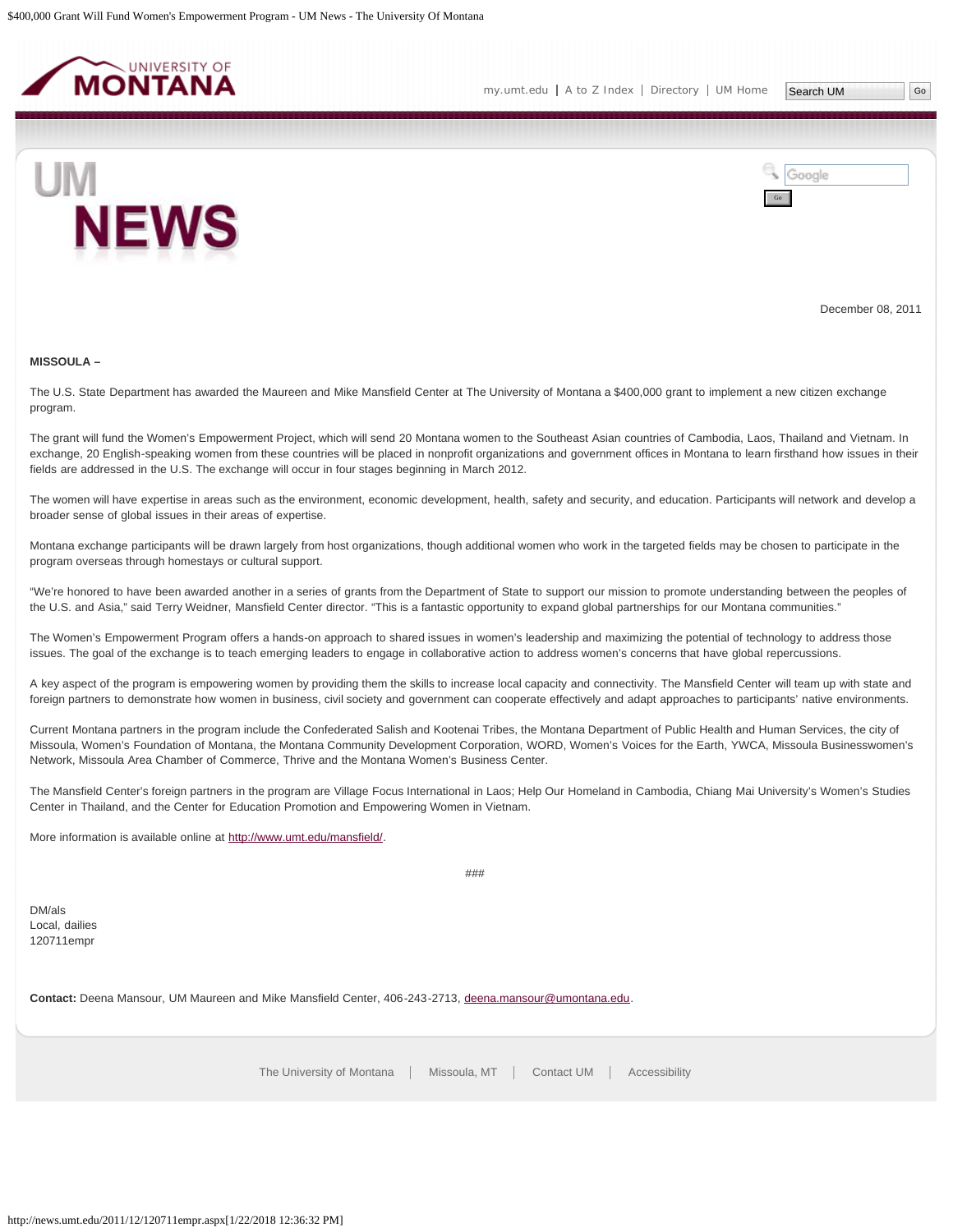December 08, 2011

**MISSOULA –**

The U.S. State Department has awarded the Maureen and Mike Mansfield Center at The University of Montana a $400,000 grant to implement a new citizen exchange program.

The grant will fund the Women's Empowerment Project, which will send 20 Montana women to the Southeast Asian countries of Cambodia, Laos, Thailand and Vietnam. In exchange, 20 English-speaking women from these countries will be placed in nonprofit organizations and government offices in Montana to learn firsthand how issues in their fields are addressed in the U.S. The exchange will occur in four stages beginning in March 2012.

The women will have expertise in areas such as the environment, economic development, health, safety and security, and education. Participants will network and develop a broader sense of global issues in their areas of expertise.

Montana exchange participants will be drawn largely from host organizations, though additional women who work in the targeted fields may be chosen to participate in the program overseas through homestays or cultural support.

"We're honored to have been awarded another in a series of grants from the Department of State to support our mission to promote understanding between the peoples of the U.S. and Asia," said Terry Weidner, Mansfield Center director. "This is a fantastic opportunity to expand global partnerships for our Montana communities."

The Women's Empowerment Program offers a hands-on approach to shared issues in women's leadership and maximizing the potential of technology to address those issues. The goal of the exchange is to teach emerging leaders to engage in collaborative action to address women's concerns that have global repercussions.

A key aspect of the program is empowering women by providing them the skills to increase local capacity and connectivity. The Mansfield Center will team up with state and foreign partners to demonstrate how women in business, civil society and government can cooperate effectively and adapt approaches to participants' native environments.

Current Montana partners in the program include the Confederated Salish and Kootenai Tribes, the Montana Department of Public Health and Human Services, the city of Missoula, Women's Foundation of Montana, the Montana Community Development Corporation, WORD, Women's Voices for the Earth, YWCA, Missoula Businesswomen's Network, Missoula Area Chamber of Commerce, Thrive and the Montana Women's Business Center.

The Mansfield Center's foreign partners in the program are Village Focus International in Laos; Help Our Homeland in Cambodia, Chiang Mai University's Women's Studies Center in Thailand, and the Center for Education Promotion and Empowering Women in Vietnam.

More information is available online at http://www.umt.edu/mansfield/.

###

DM/als
Local, dailies
120711empr

**Contact:** Deena Mansour, UM Maureen and Mike Mansfield Center, 406-243-2713, deena.mansour@umontana.edu.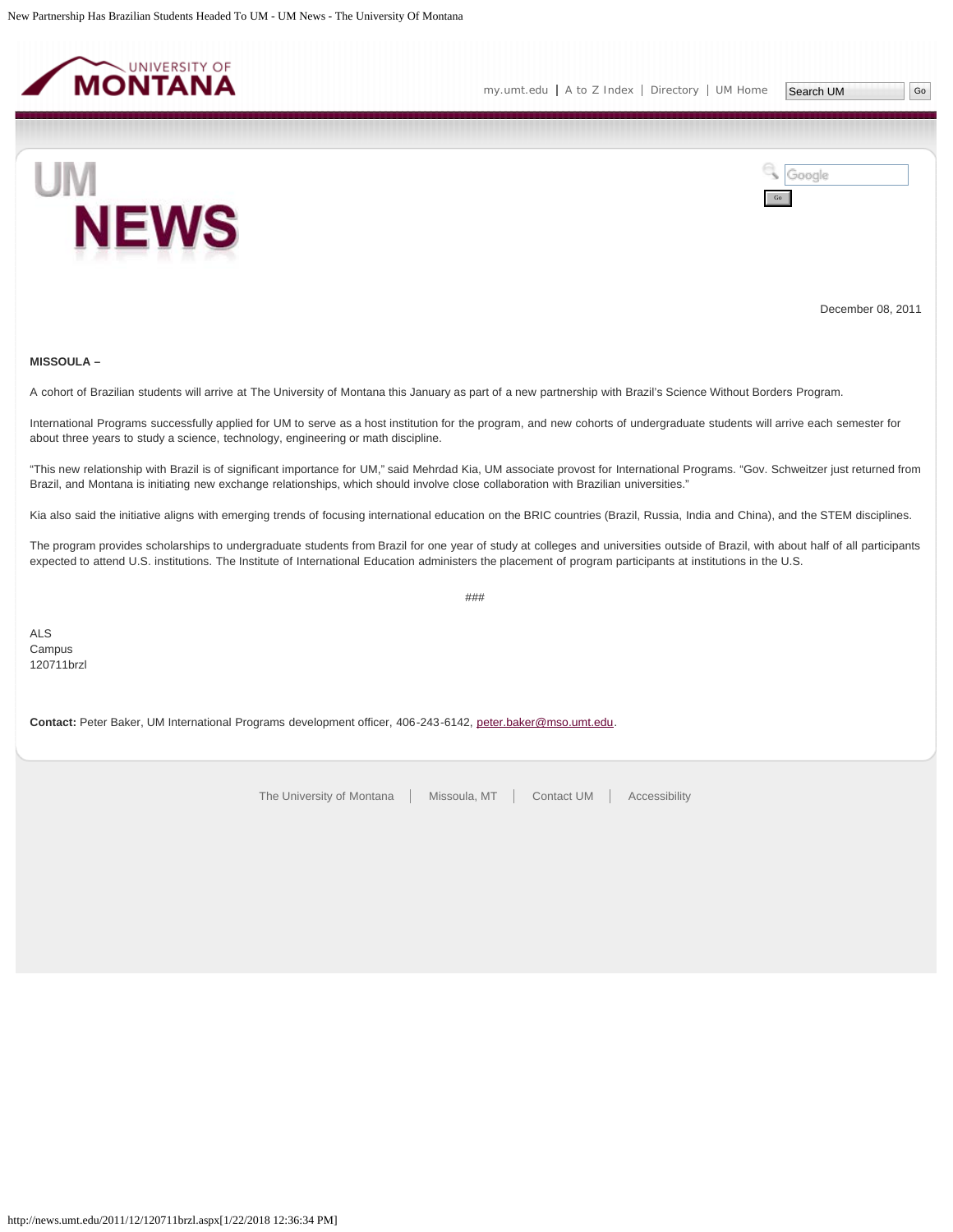December 08, 2011

**MISSOULA –**

A cohort of Brazilian students will arrive at The University of Montana this January as part of a new partnership with Brazil's Science Without Borders Program.

International Programs successfully applied for UM to serve as a host institution for the program, and new cohorts of undergraduate students will arrive each semester for about three years to study a science, technology, engineering or math discipline.

"This new relationship with Brazil is of significant importance for UM," said Mehrdad Kia, UM associate provost for International Programs. "Gov. Schweitzer just returned from Brazil, and Montana is initiating new exchange relationships, which should involve close collaboration with Brazilian universities."

Kia also said the initiative aligns with emerging trends of focusing international education on the BRIC countries (Brazil, Russia, India and China), and the STEM disciplines.

The program provides scholarships to undergraduate students from Brazil for one year of study at colleges and universities outside of Brazil, with about half of all participants expected to attend U.S. institutions. The Institute of International Education administers the placement of program participants at institutions in the U.S.

###

ALS
Campus
120711brzl

**Contact:** Peter Baker, UM International Programs development officer, 406-243-6142, peter.baker@mso.umt.edu.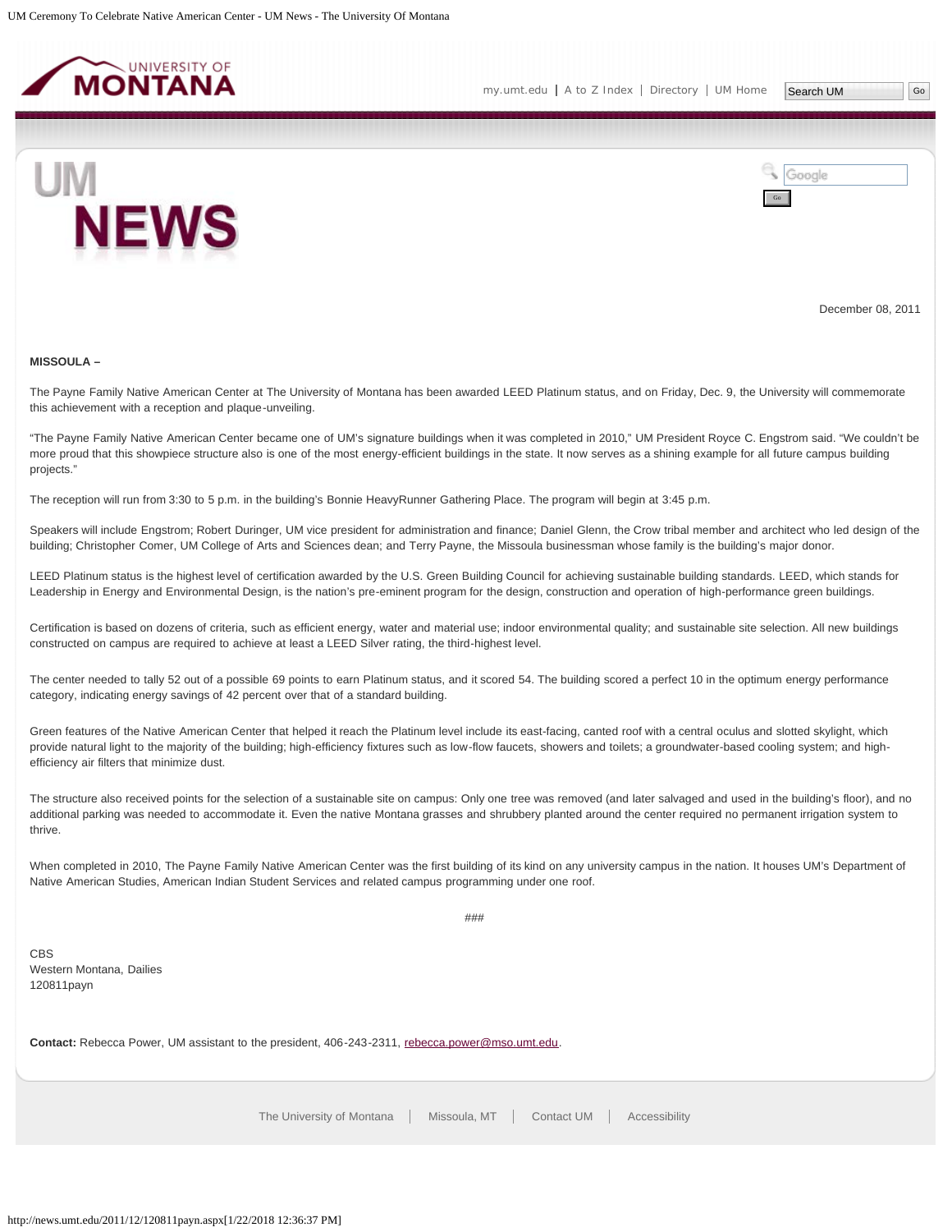December 08, 2011

**MISSOULA –**

The Payne Family Native American Center at The University of Montana has been awarded LEED Platinum status, and on Friday, Dec. 9, the University will commemorate this achievement with a reception and plaque-unveiling.

“The Payne Family Native American Center became one of UM’s signature buildings when it was completed in 2010,” UM President Royce C. Engstrom said. “We couldn’t be more proud that this showpiece structure also is one of the most energy-efficient buildings in the state. It now serves as a shining example for all future campus building projects.”

The reception will run from 3:30 to 5 p.m. in the building’s Bonnie HeavyRunner Gathering Place. The program will begin at 3:45 p.m.

Speakers will include Engstrom; Robert Duringer, UM vice president for administration and finance; Daniel Glenn, the Crow tribal member and architect who led design of the building; Christopher Comer, UM College of Arts and Sciences dean; and Terry Payne, the Missoula businessman whose family is the building’s major donor.

LEED Platinum status is the highest level of certification awarded by the U.S. Green Building Council for achieving sustainable building standards. LEED, which stands for Leadership in Energy and Environmental Design, is the nation’s pre-eminent program for the design, construction and operation of high-performance green buildings.

Certification is based on dozens of criteria, such as efficient energy, water and material use; indoor environmental quality; and sustainable site selection. All new buildings constructed on campus are required to achieve at least a LEED Silver rating, the third-highest level.

The center needed to tally 52 out of a possible 69 points to earn Platinum status, and it scored 54. The building scored a perfect 10 in the optimum energy performance category, indicating energy savings of 42 percent over that of a standard building.

Green features of the Native American Center that helped it reach the Platinum level include its east-facing, canted roof with a central oculus and slotted skylight, which provide natural light to the majority of the building; high-efficiency fixtures such as low-flow faucets, showers and toilets; a groundwater-based cooling system; and high-efficiency air filters that minimize dust.

The structure also received points for the selection of a sustainable site on campus: Only one tree was removed (and later salvaged and used in the building’s floor), and no additional parking was needed to accommodate it. Even the native Montana grasses and shrubbery planted around the center required no permanent irrigation system to thrive.

When completed in 2010, The Payne Family Native American Center was the first building of its kind on any university campus in the nation. It houses UM’s Department of Native American Studies, American Indian Student Services and related campus programming under one roof.

###

CBS
Western Montana, Dailies
120811payn

**Contact:** Rebecca Power, UM assistant to the president, 406-243-2311, rebecca.power@mso.umt.edu.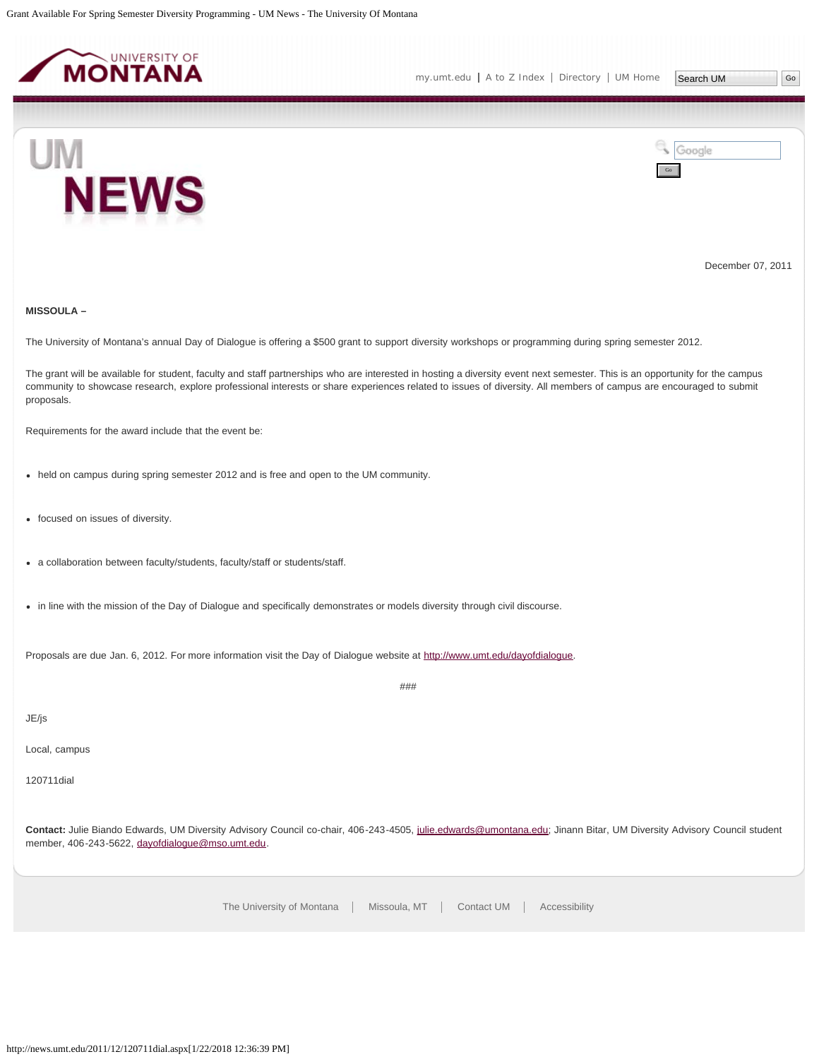December 07, 2011

**MISSOULA –**

The University of Montana's annual Day of Dialogue is offering a $500 grant to support diversity workshops or programming during spring semester 2012.

The grant will be available for student, faculty and staff partnerships who are interested in hosting a diversity event next semester. This is an opportunity for the campus community to showcase research, explore professional interests or share experiences related to issues of diversity. All members of campus are encouraged to submit proposals.

Requirements for the award include that the event be:

- held on campus during spring semester 2012 and is free and open to the UM community.
- focused on issues of diversity.
- a collaboration between faculty/students, faculty/staff or students/staff.
- in line with the mission of the Day of Dialogue and specifically demonstrates or models diversity through civil discourse.

Proposals are due Jan. 6, 2012. For more information visit the Day of Dialogue website at http://www.umt.edu/dayofdialogue.

###

JE/js

Local, campus

120711dial

**Contact:** Julie Biando Edwards, UM Diversity Advisory Council co-chair, 406-243-4505, julie.edwards@umontana.edu; Jinann Bitar, UM Diversity Advisory Council student member, 406-243-5622, dayofdialogue@mso.umt.edu.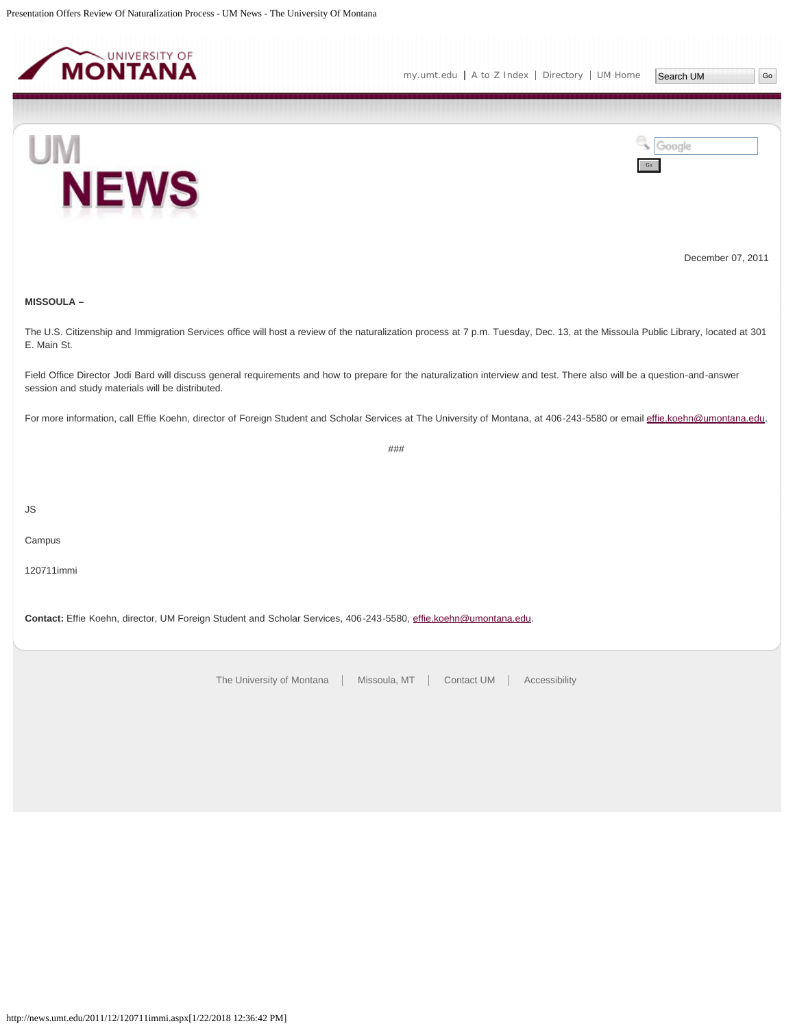December 07, 2011

**MISSOULA –**

The U.S. Citizenship and Immigration Services office will host a review of the naturalization process at 7 p.m. Tuesday, Dec. 13, at the Missoula Public Library, located at 301 E. Main St.

Field Office Director Jodi Bard will discuss general requirements and how to prepare for the naturalization interview and test. There also will be a question-and-answer session and study materials will be distributed.

For more information, call Effie Koehn, director of Foreign Student and Scholar Services at The University of Montana, at 406-243-5580 or email effie.koehn@umontana.edu.

###

JS

Campus

120711immi

**Contact:** Effie Koehn, director, UM Foreign Student and Scholar Services, 406-243-5580, effie.koehn@umontana.edu.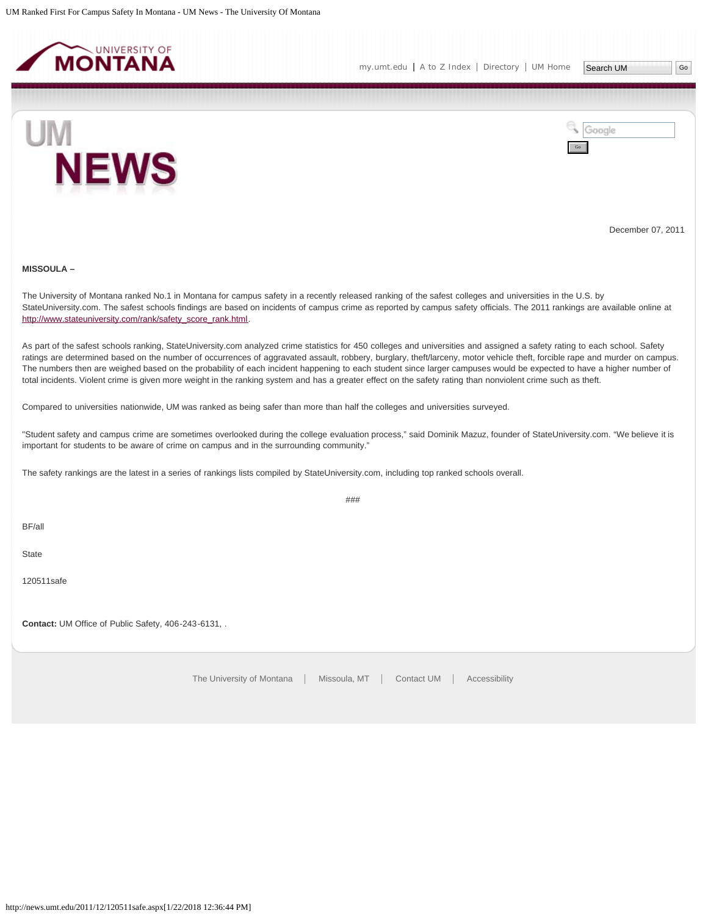December 07, 2011

**MISSOULA –**

The University of Montana ranked No.1 in Montana for campus safety in a recently released ranking of the safest colleges and universities in the U.S. by StateUniversity.com. The safest schools findings are based on incidents of campus crime as reported by campus safety officials. The 2011 rankings are available online at http://www.stateuniversity.com/rank/safety_score_rank.html.

As part of the safest schools ranking, StateUniversity.com analyzed crime statistics for 450 colleges and universities and assigned a safety rating to each school. Safety ratings are determined based on the number of occurrences of aggravated assault, robbery, burglary, theft/larceny, motor vehicle theft, forcible rape and murder on campus. The numbers then are weighed based on the probability of each incident happening to each student since larger campuses would be expected to have a higher number of total incidents. Violent crime is given more weight in the ranking system and has a greater effect on the safety rating than nonviolent crime such as theft.

Compared to universities nationwide, UM was ranked as being safer than more than half the colleges and universities surveyed.

"Student safety and campus crime are sometimes overlooked during the college evaluation process," said Dominik Mazuz, founder of StateUniversity.com. "We believe it is important for students to be aware of crime on campus and in the surrounding community."

The safety rankings are the latest in a series of rankings lists compiled by StateUniversity.com, including top ranked schools overall.

###

BF/all

State

120511safe

**Contact:** UM Office of Public Safety, 406-243-6131, .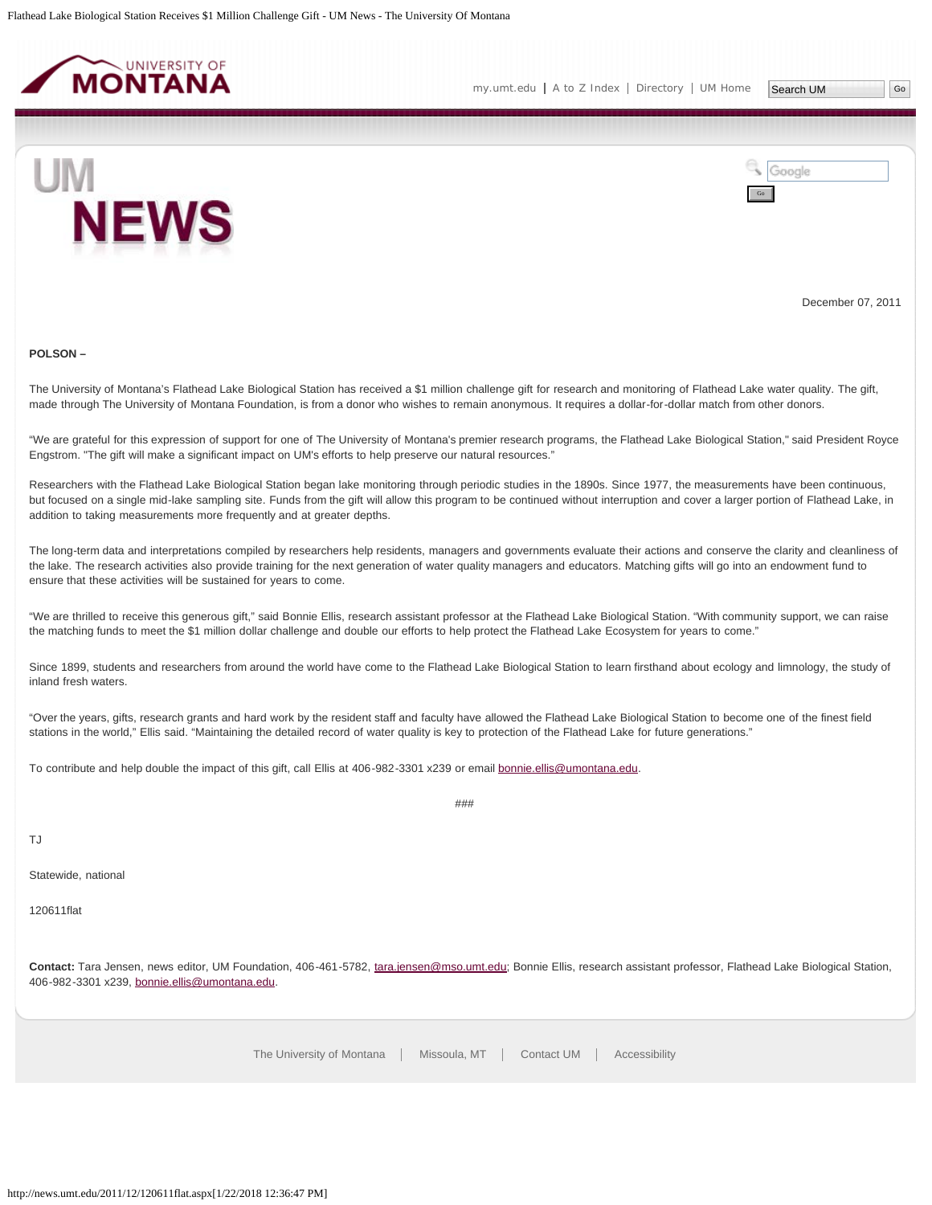December 07, 2011

**POLSON –**

The University of Montana's Flathead Lake Biological Station has received a $1 million challenge gift for research and monitoring of Flathead Lake water quality. The gift, made through The University of Montana Foundation, is from a donor who wishes to remain anonymous. It requires a dollar-for-dollar match from other donors.

“We are grateful for this expression of support for one of The University of Montana's premier research programs, the Flathead Lake Biological Station," said President Royce Engstrom. "The gift will make a significant impact on UM's efforts to help preserve our natural resources.”

Researchers with the Flathead Lake Biological Station began lake monitoring through periodic studies in the 1890s. Since 1977, the measurements have been continuous, but focused on a single mid-lake sampling site. Funds from the gift will allow this program to be continued without interruption and cover a larger portion of Flathead Lake, in addition to taking measurements more frequently and at greater depths.

The long-term data and interpretations compiled by researchers help residents, managers and governments evaluate their actions and conserve the clarity and cleanliness of the lake. The research activities also provide training for the next generation of water quality managers and educators. Matching gifts will go into an endowment fund to ensure that these activities will be sustained for years to come.

“We are thrilled to receive this generous gift,” said Bonnie Ellis, research assistant professor at the Flathead Lake Biological Station. “With community support, we can raise the matching funds to meet the $1 million dollar challenge and double our efforts to help protect the Flathead Lake Ecosystem for years to come.”

Since 1899, students and researchers from around the world have come to the Flathead Lake Biological Station to learn firsthand about ecology and limnology, the study of inland fresh waters.

“Over the years, gifts, research grants and hard work by the resident staff and faculty have allowed the Flathead Lake Biological Station to become one of the finest field stations in the world,” Ellis said. “Maintaining the detailed record of water quality is key to protection of the Flathead Lake for future generations.”

To contribute and help double the impact of this gift, call Ellis at 406-982-3301 x239 or email bonnie.ellis@umontana.edu.

###

TJ

Statewide, national

120611flat

**Contact:** Tara Jensen, news editor, UM Foundation, 406-461-5782, tara.jensen@mso.umt.edu; Bonnie Ellis, research assistant professor, Flathead Lake Biological Station, 406-982-3301 x239, bonnie.ellis@umontana.edu.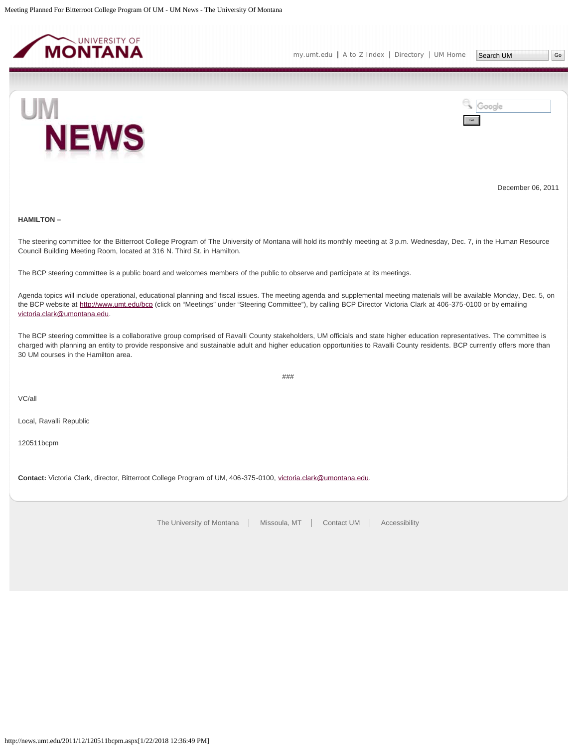December 06, 2011

**HAMILTON –**

The steering committee for the Bitterroot College Program of The University of Montana will hold its monthly meeting at 3 p.m. Wednesday, Dec. 7, in the Human Resource Council Building Meeting Room, located at 316 N. Third St. in Hamilton.

The BCP steering committee is a public board and welcomes members of the public to observe and participate at its meetings.

Agenda topics will include operational, educational planning and fiscal issues. The meeting agenda and supplemental meeting materials will be available Monday, Dec. 5, on the BCP website at http://www.umt.edu/bcp (click on "Meetings" under "Steering Committee"), by calling BCP Director Victoria Clark at 406-375-0100 or by emailing victoria.clark@umontana.edu.

The BCP steering committee is a collaborative group comprised of Ravalli County stakeholders, UM officials and state higher education representatives. The committee is charged with planning an entity to provide responsive and sustainable adult and higher education opportunities to Ravalli County residents. BCP currently offers more than 30 UM courses in the Hamilton area.

###

VC/all

Local, Ravalli Republic

120511bcpm

**Contact:** Victoria Clark, director, Bitterroot College Program of UM, 406-375-0100, victoria.clark@umontana.edu.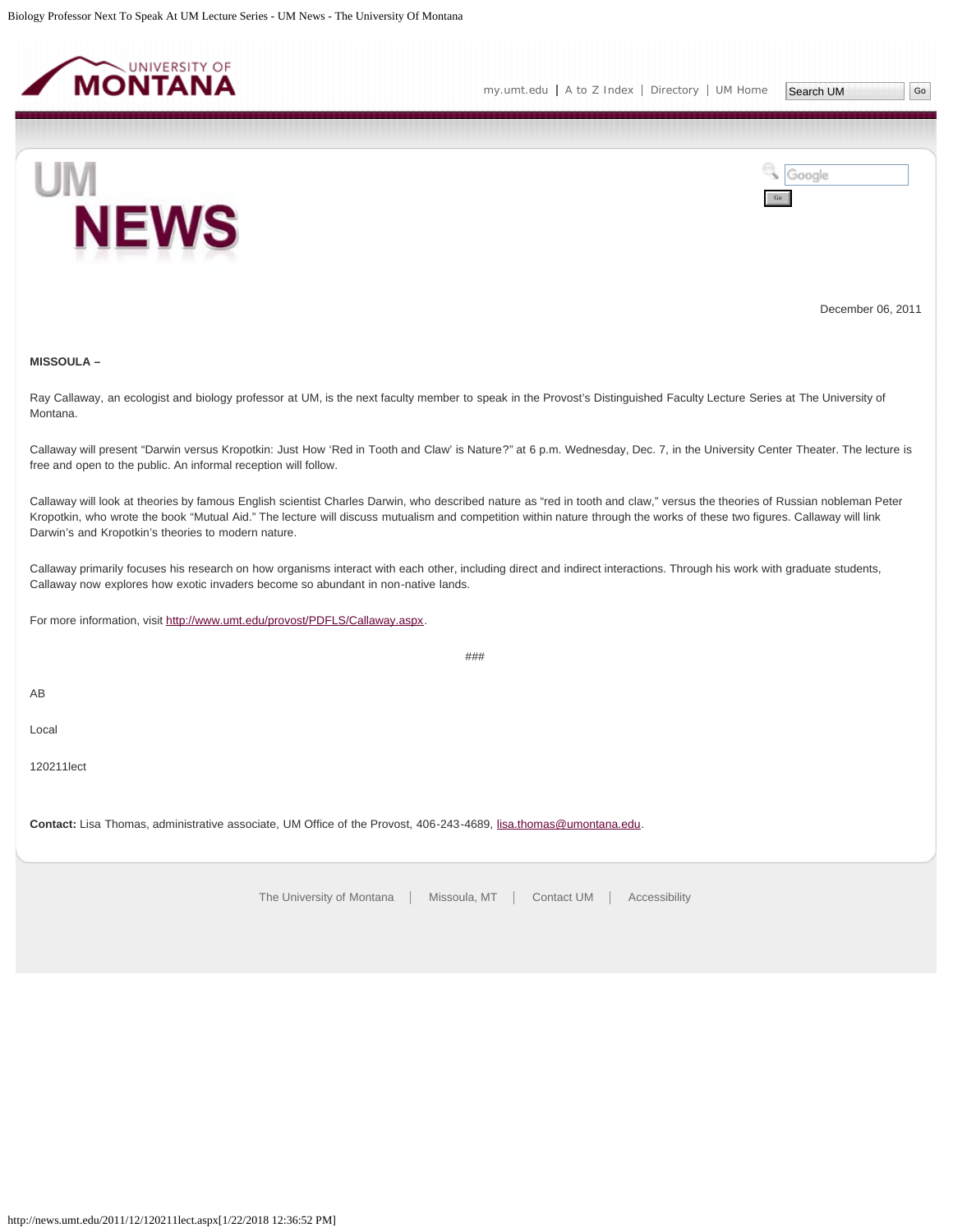December 06, 2011

**MISSOULA –**

Ray Callaway, an ecologist and biology professor at UM, is the next faculty member to speak in the Provost's Distinguished Faculty Lecture Series at The University of Montana.

Callaway will present "Darwin versus Kropotkin: Just How 'Red in Tooth and Claw' is Nature?" at 6 p.m. Wednesday, Dec. 7, in the University Center Theater. The lecture is free and open to the public. An informal reception will follow.

Callaway will look at theories by famous English scientist Charles Darwin, who described nature as "red in tooth and claw," versus the theories of Russian nobleman Peter Kropotkin, who wrote the book "Mutual Aid." The lecture will discuss mutualism and competition within nature through the works of these two figures. Callaway will link Darwin's and Kropotkin's theories to modern nature.

Callaway primarily focuses his research on how organisms interact with each other, including direct and indirect interactions. Through his work with graduate students, Callaway now explores how exotic invaders become so abundant in non-native lands.

For more information, visit http://www.umt.edu/provost/PDFLS/Callaway.aspx.

###

AB

Local

120211lect

**Contact:** Lisa Thomas, administrative associate, UM Office of the Provost, 406-243-4689, lisa.thomas@umontana.edu.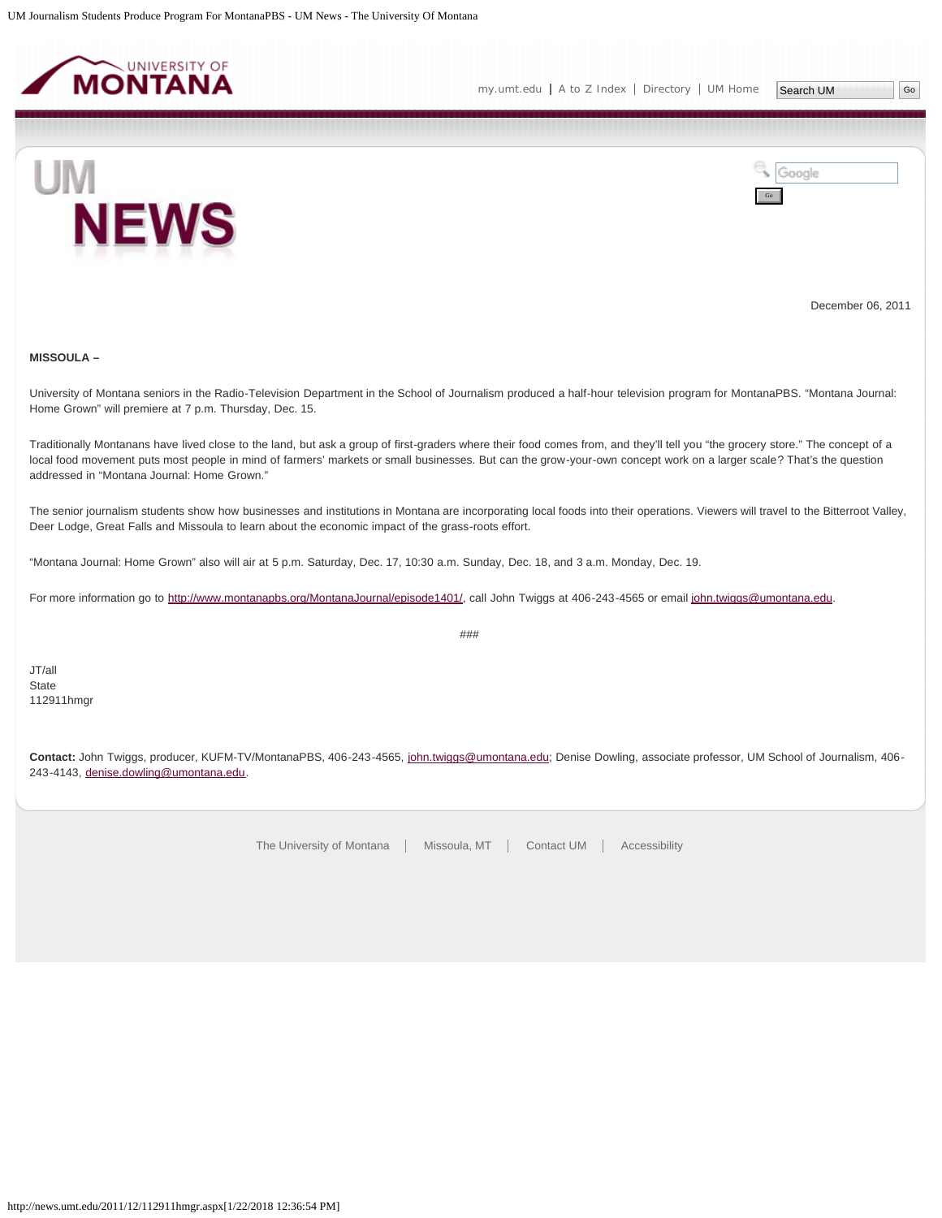December 06, 2011

**MISSOULA –**

University of Montana seniors in the Radio-Television Department in the School of Journalism produced a half-hour television program for MontanaPBS. "Montana Journal: Home Grown" will premiere at 7 p.m. Thursday, Dec. 15.

Traditionally Montanans have lived close to the land, but ask a group of first-graders where their food comes from, and they'll tell you "the grocery store." The concept of a local food movement puts most people in mind of farmers' markets or small businesses. But can the grow-your-own concept work on a larger scale? That's the question addressed in "Montana Journal: Home Grown."

The senior journalism students show how businesses and institutions in Montana are incorporating local foods into their operations. Viewers will travel to the Bitterroot Valley, Deer Lodge, Great Falls and Missoula to learn about the economic impact of the grass-roots effort.

"Montana Journal: Home Grown" also will air at 5 p.m. Saturday, Dec. 17, 10:30 a.m. Sunday, Dec. 18, and 3 a.m. Monday, Dec. 19.

For more information go to http://www.montanapbs.org/MontanaJournal/episode1401/, call John Twiggs at 406-243-4565 or email john.twiggs@umontana.edu.

###

JT/all
State
112911hmgr

**Contact:** John Twiggs, producer, KUFM-TV/MontanaPBS, 406-243-4565, john.twiggs@umontana.edu; Denise Dowling, associate professor, UM School of Journalism, 406-243-4143, denise.dowling@umontana.edu.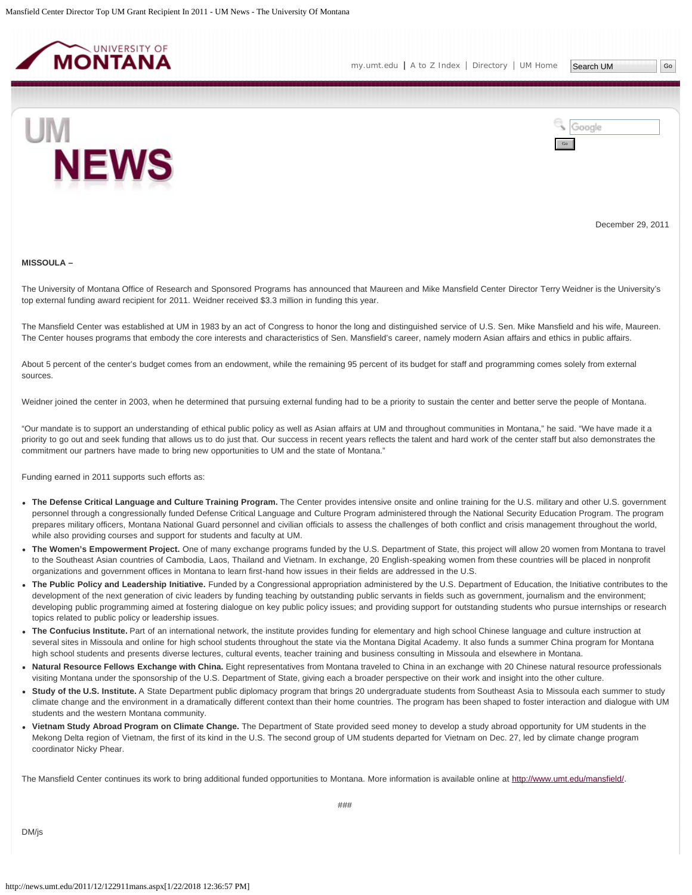December 29, 2011

**MISSOULA –**

The University of Montana Office of Research and Sponsored Programs has announced that Maureen and Mike Mansfield Center Director Terry Weidner is the University's top external funding award recipient for 2011. Weidner received $3.3 million in funding this year.

The Mansfield Center was established at UM in 1983 by an act of Congress to honor the long and distinguished service of U.S. Sen. Mike Mansfield and his wife, Maureen. The Center houses programs that embody the core interests and characteristics of Sen. Mansfield's career, namely modern Asian affairs and ethics in public affairs.

About 5 percent of the center's budget comes from an endowment, while the remaining 95 percent of its budget for staff and programming comes solely from external sources.

Weidner joined the center in 2003, when he determined that pursuing external funding had to be a priority to sustain the center and better serve the people of Montana.

"Our mandate is to support an understanding of ethical public policy as well as Asian affairs at UM and throughout communities in Montana," he said. "We have made it a priority to go out and seek funding that allows us to do just that. Our success in recent years reflects the talent and hard work of the center staff but also demonstrates the commitment our partners have made to bring new opportunities to UM and the state of Montana."

Funding earned in 2011 supports such efforts as:

- **The Defense Critical Language and Culture Training Program.** The Center provides intensive onsite and online training for the U.S. military and other U.S. government personnel through a congressionally funded Defense Critical Language and Culture Program administered through the National Security Education Program. The program prepares military officers, Montana National Guard personnel and civilian officials to assess the challenges of both conflict and crisis management throughout the world, while also providing courses and support for students and faculty at UM.
- **The Women's Empowerment Project.** One of many exchange programs funded by the U.S. Department of State, this project will allow 20 women from Montana to travel to the Southeast Asian countries of Cambodia, Laos, Thailand and Vietnam. In exchange, 20 English-speaking women from these countries will be placed in nonprofit organizations and government offices in Montana to learn first-hand how issues in their fields are addressed in the U.S.
- **The Public Policy and Leadership Initiative.** Funded by a Congressional appropriation administered by the U.S. Department of Education, the Initiative contributes to the development of the next generation of civic leaders by funding teaching by outstanding public servants in fields such as government, journalism and the environment; developing public programming aimed at fostering dialogue on key public policy issues; and providing support for outstanding students who pursue internships or research topics related to public policy or leadership issues.
- **The Confucius Institute.** Part of an international network, the institute provides funding for elementary and high school Chinese language and culture instruction at several sites in Missoula and online for high school students throughout the state via the Montana Digital Academy. It also funds a summer China program for Montana high school students and presents diverse lectures, cultural events, teacher training and business consulting in Missoula and elsewhere in Montana.
- **Natural Resource Fellows Exchange with China.** Eight representatives from Montana traveled to China in an exchange with 20 Chinese natural resource professionals visiting Montana under the sponsorship of the U.S. Department of State, giving each a broader perspective on their work and insight into the other culture.
- **Study of the U.S. Institute.** A State Department public diplomacy program that brings 20 undergraduate students from Southeast Asia to Missoula each summer to study climate change and the environment in a dramatically different context than their home countries. The program has been shaped to foster interaction and dialogue with UM students and the western Montana community.
- **Vietnam Study Abroad Program on Climate Change.** The Department of State provided seed money to develop a study abroad opportunity for UM students in the Mekong Delta region of Vietnam, the first of its kind in the U.S. The second group of UM students departed for Vietnam on Dec. 27, led by climate change program coordinator Nicky Phear.

The Mansfield Center continues its work to bring additional funded opportunities to Montana. More information is available online at http://www.umt.edu/mansfield/.

###

DM/js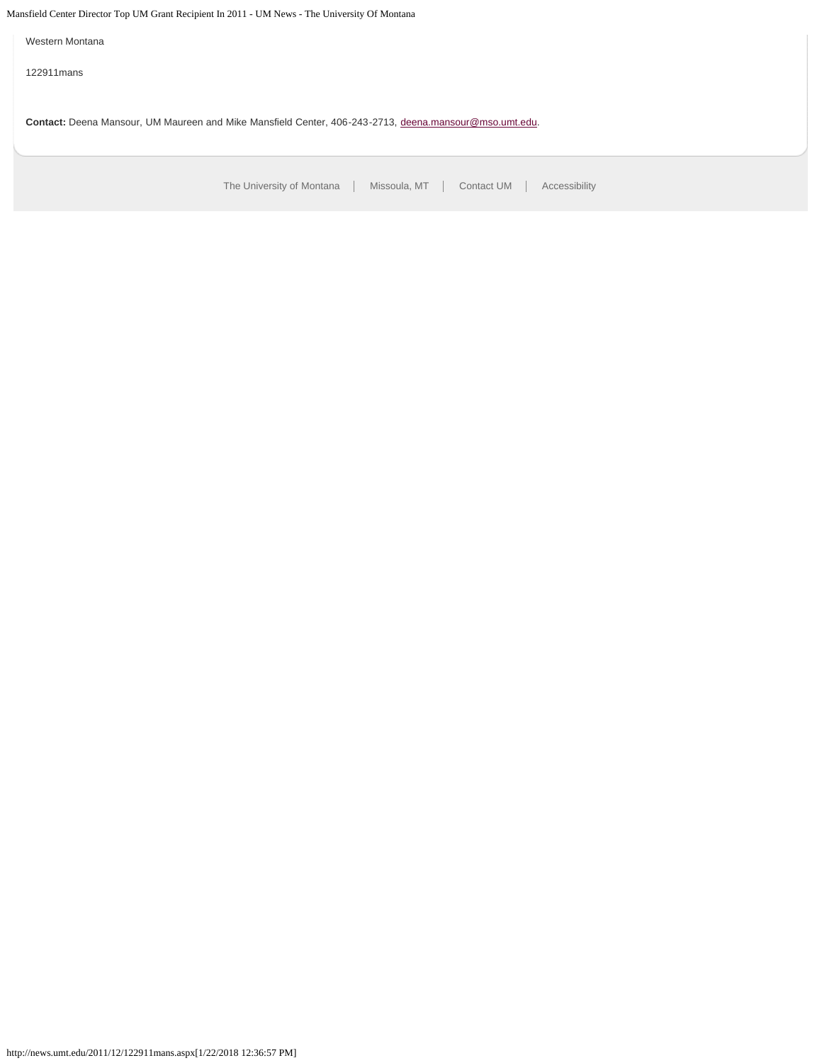Western Montana

122911mans

**Contact:** Deena Mansour, UM Maureen and Mike Mansfield Center, 406-243-2713, deena.mansour@mso.umt.edu.

The University of Montana | Missoula, MT | Contact UM | Accessibility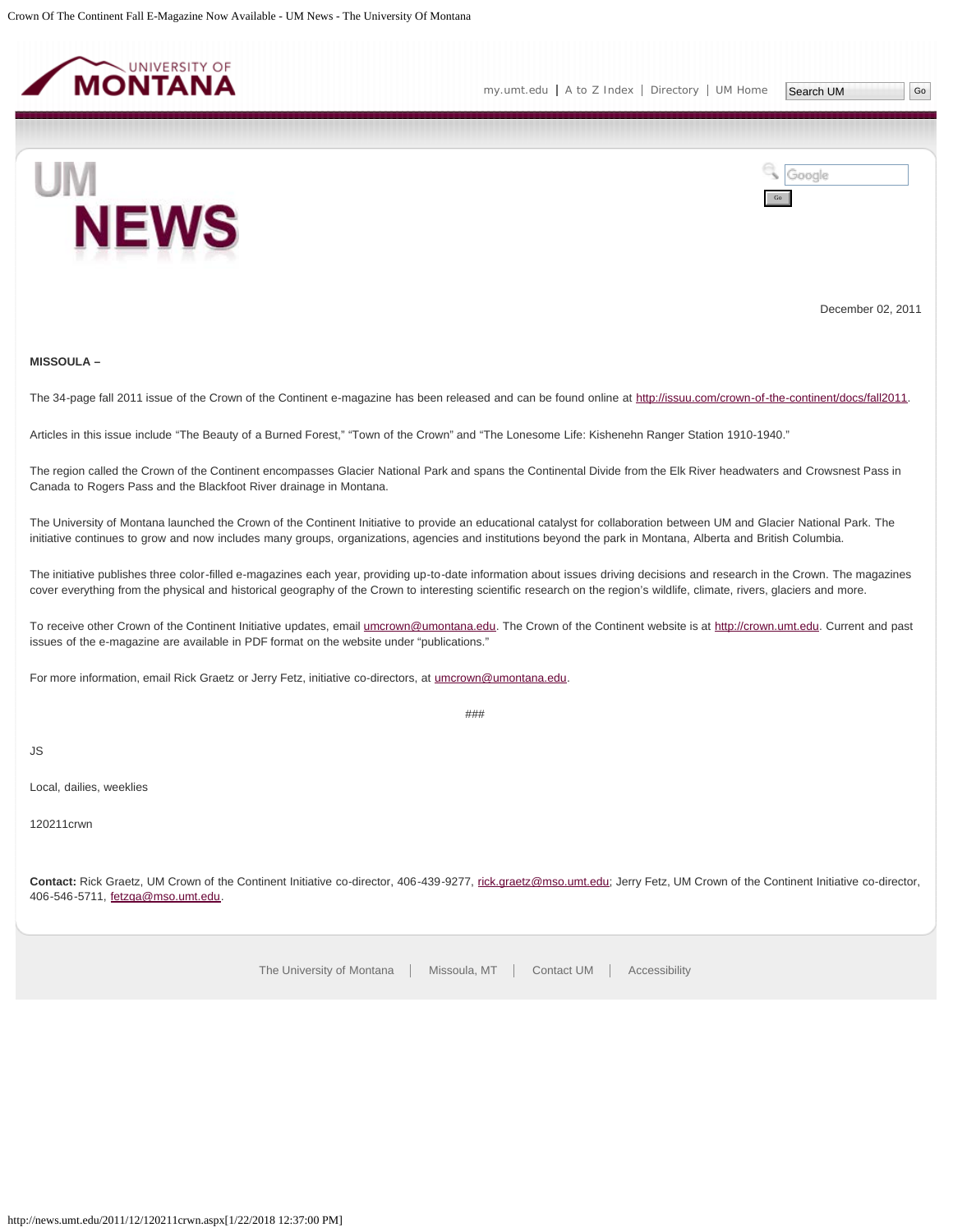December 02, 2011

**MISSOULA –**

The 34-page fall 2011 issue of the Crown of the Continent e-magazine has been released and can be found online at http://issuu.com/crown-of-the-continent/docs/fall2011.

Articles in this issue include "The Beauty of a Burned Forest," "Town of the Crown" and "The Lonesome Life: Kishenehn Ranger Station 1910-1940."

The region called the Crown of the Continent encompasses Glacier National Park and spans the Continental Divide from the Elk River headwaters and Crowsnest Pass in Canada to Rogers Pass and the Blackfoot River drainage in Montana.

The University of Montana launched the Crown of the Continent Initiative to provide an educational catalyst for collaboration between UM and Glacier National Park. The initiative continues to grow and now includes many groups, organizations, agencies and institutions beyond the park in Montana, Alberta and British Columbia.

The initiative publishes three color-filled e-magazines each year, providing up-to-date information about issues driving decisions and research in the Crown. The magazines cover everything from the physical and historical geography of the Crown to interesting scientific research on the region's wildlife, climate, rivers, glaciers and more.

To receive other Crown of the Continent Initiative updates, email umcrown@umontana.edu. The Crown of the Continent website is at http://crown.umt.edu. Current and past issues of the e-magazine are available in PDF format on the website under "publications."

For more information, email Rick Graetz or Jerry Fetz, initiative co-directors, at umcrown@umontana.edu.

###

JS

Local, dailies, weeklies

120211crwn

**Contact:** Rick Graetz, UM Crown of the Continent Initiative co-director, 406-439-9277, rick.graetz@mso.umt.edu; Jerry Fetz, UM Crown of the Continent Initiative co-director, 406-546-5711, fetzga@mso.umt.edu.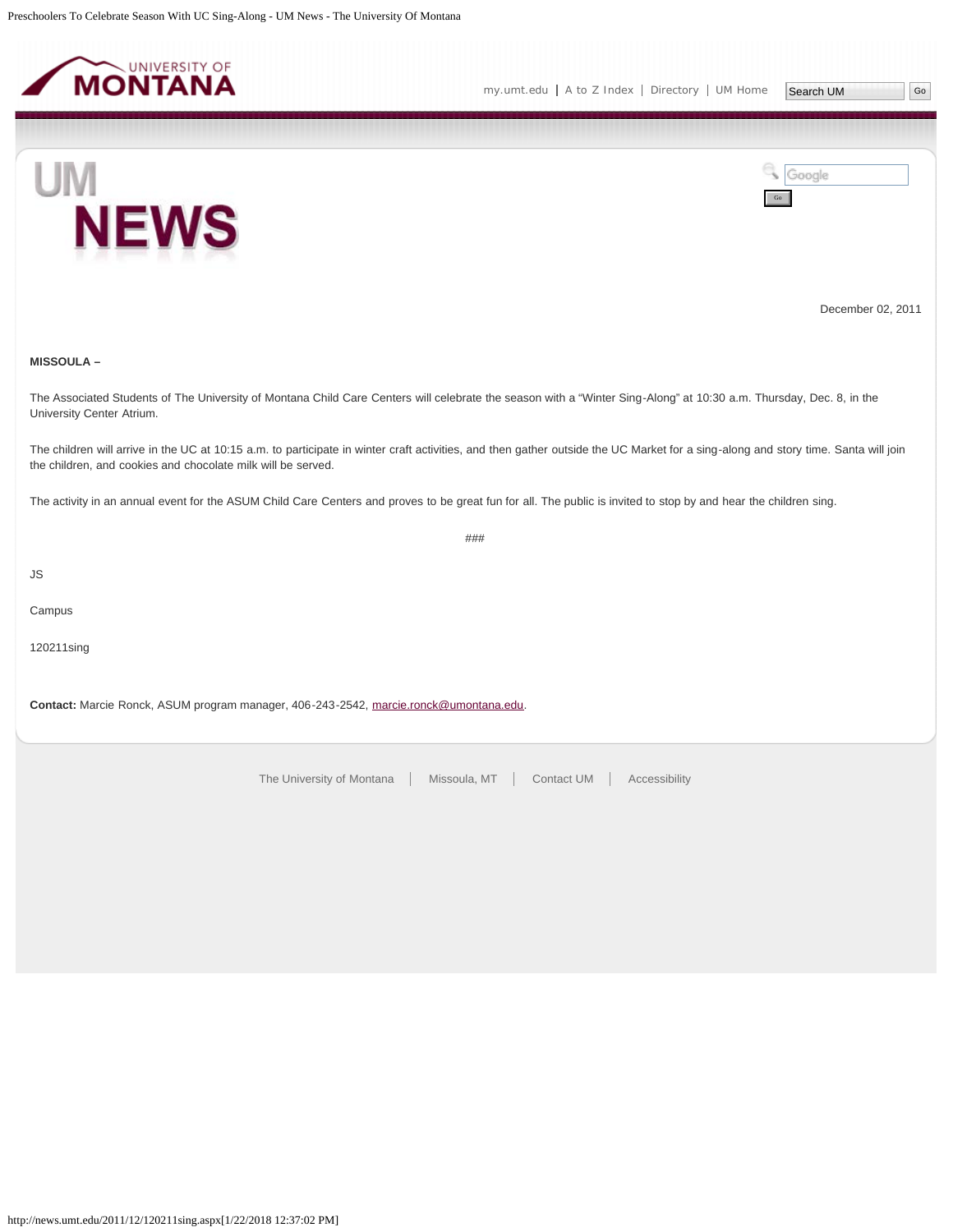December 02, 2011

**MISSOULA –**

The Associated Students of The University of Montana Child Care Centers will celebrate the season with a "Winter Sing-Along" at 10:30 a.m. Thursday, Dec. 8, in the University Center Atrium.

The children will arrive in the UC at 10:15 a.m. to participate in winter craft activities, and then gather outside the UC Market for a sing-along and story time. Santa will join the children, and cookies and chocolate milk will be served.

The activity in an annual event for the ASUM Child Care Centers and proves to be great fun for all. The public is invited to stop by and hear the children sing.

###

JS

Campus

120211sing

**Contact:** Marcie Ronck, ASUM program manager, 406-243-2542, marcie.ronck@umontana.edu.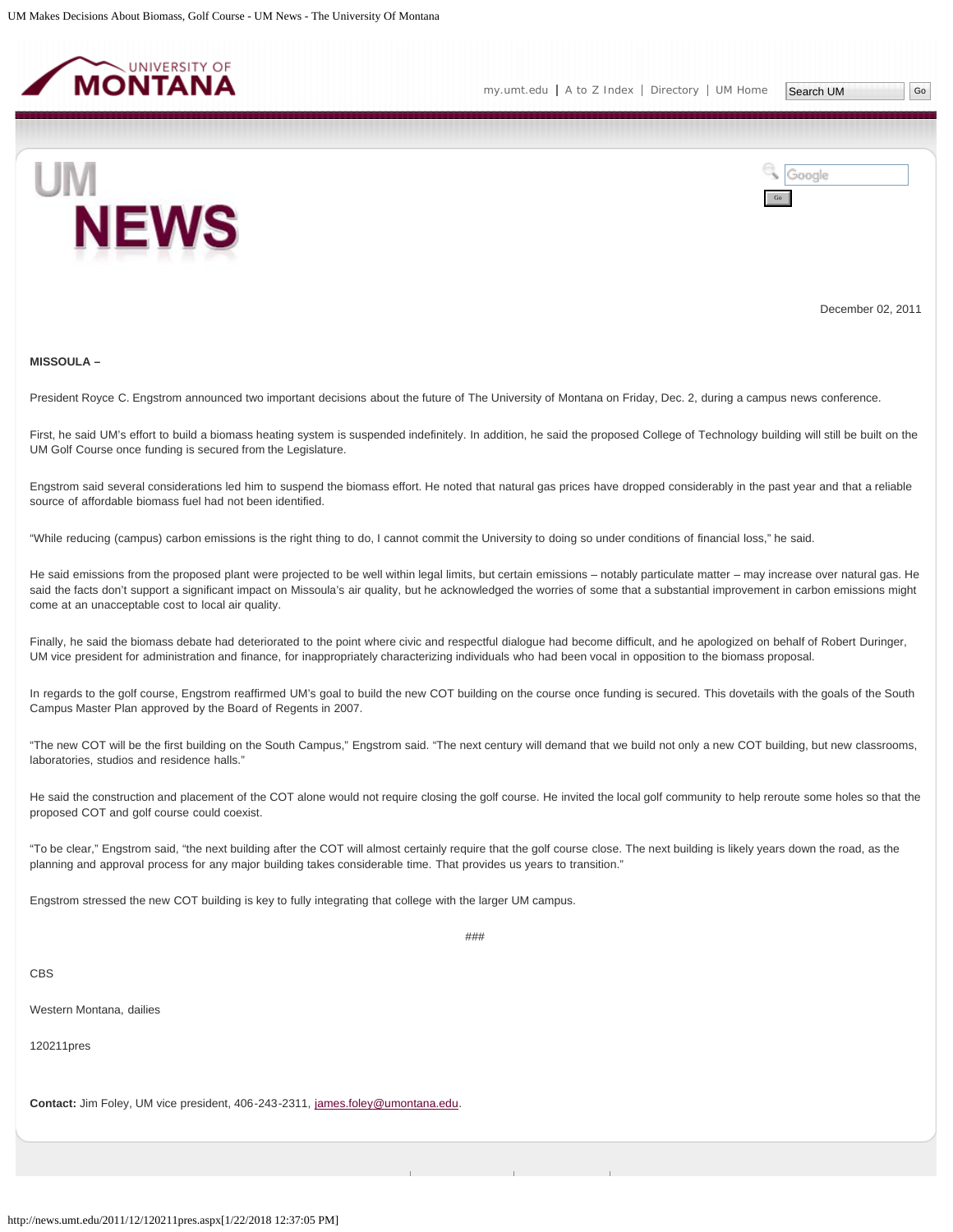December 02, 2011

**MISSOULA –**

President Royce C. Engstrom announced two important decisions about the future of The University of Montana on Friday, Dec. 2, during a campus news conference.

First, he said UM's effort to build a biomass heating system is suspended indefinitely. In addition, he said the proposed College of Technology building will still be built on the UM Golf Course once funding is secured from the Legislature.

Engstrom said several considerations led him to suspend the biomass effort. He noted that natural gas prices have dropped considerably in the past year and that a reliable source of affordable biomass fuel had not been identified.

"While reducing (campus) carbon emissions is the right thing to do, I cannot commit the University to doing so under conditions of financial loss," he said.

He said emissions from the proposed plant were projected to be well within legal limits, but certain emissions – notably particulate matter – may increase over natural gas. He said the facts don't support a significant impact on Missoula's air quality, but he acknowledged the worries of some that a substantial improvement in carbon emissions might come at an unacceptable cost to local air quality.

Finally, he said the biomass debate had deteriorated to the point where civic and respectful dialogue had become difficult, and he apologized on behalf of Robert Duringer, UM vice president for administration and finance, for inappropriately characterizing individuals who had been vocal in opposition to the biomass proposal.

In regards to the golf course, Engstrom reaffirmed UM's goal to build the new COT building on the course once funding is secured. This dovetails with the goals of the South Campus Master Plan approved by the Board of Regents in 2007.

"The new COT will be the first building on the South Campus," Engstrom said. "The next century will demand that we build not only a new COT building, but new classrooms, laboratories, studios and residence halls."

He said the construction and placement of the COT alone would not require closing the golf course. He invited the local golf community to help reroute some holes so that the proposed COT and golf course could coexist.

"To be clear," Engstrom said, "the next building after the COT will almost certainly require that the golf course close. The next building is likely years down the road, as the planning and approval process for any major building takes considerable time. That provides us years to transition."

Engstrom stressed the new COT building is key to fully integrating that college with the larger UM campus.

###

CBS

Western Montana, dailies

120211pres

**Contact:** Jim Foley, UM vice president, 406-243-2311, james.foley@umontana.edu.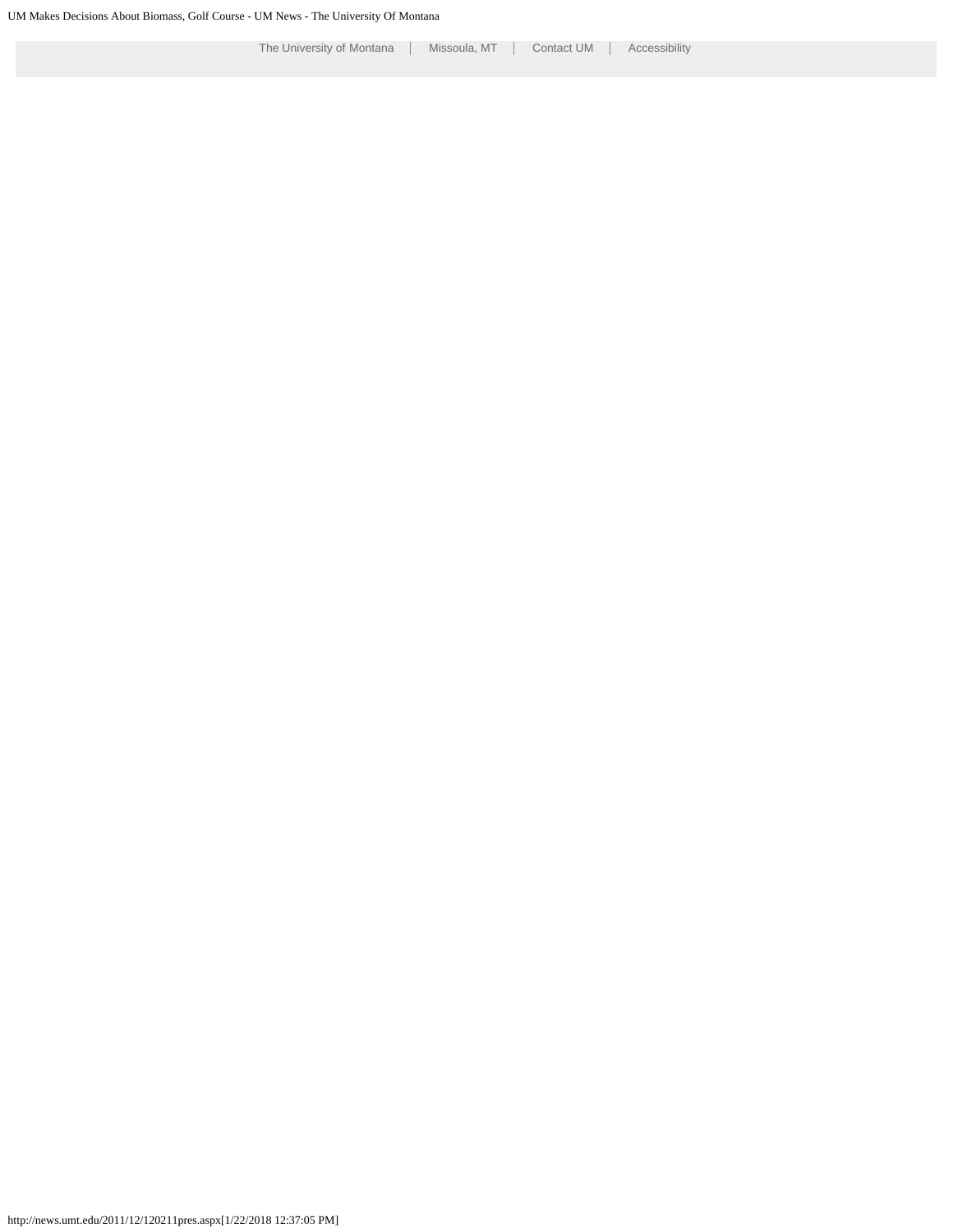The University of Montana | Missoula, MT | Contact UM | Accessibility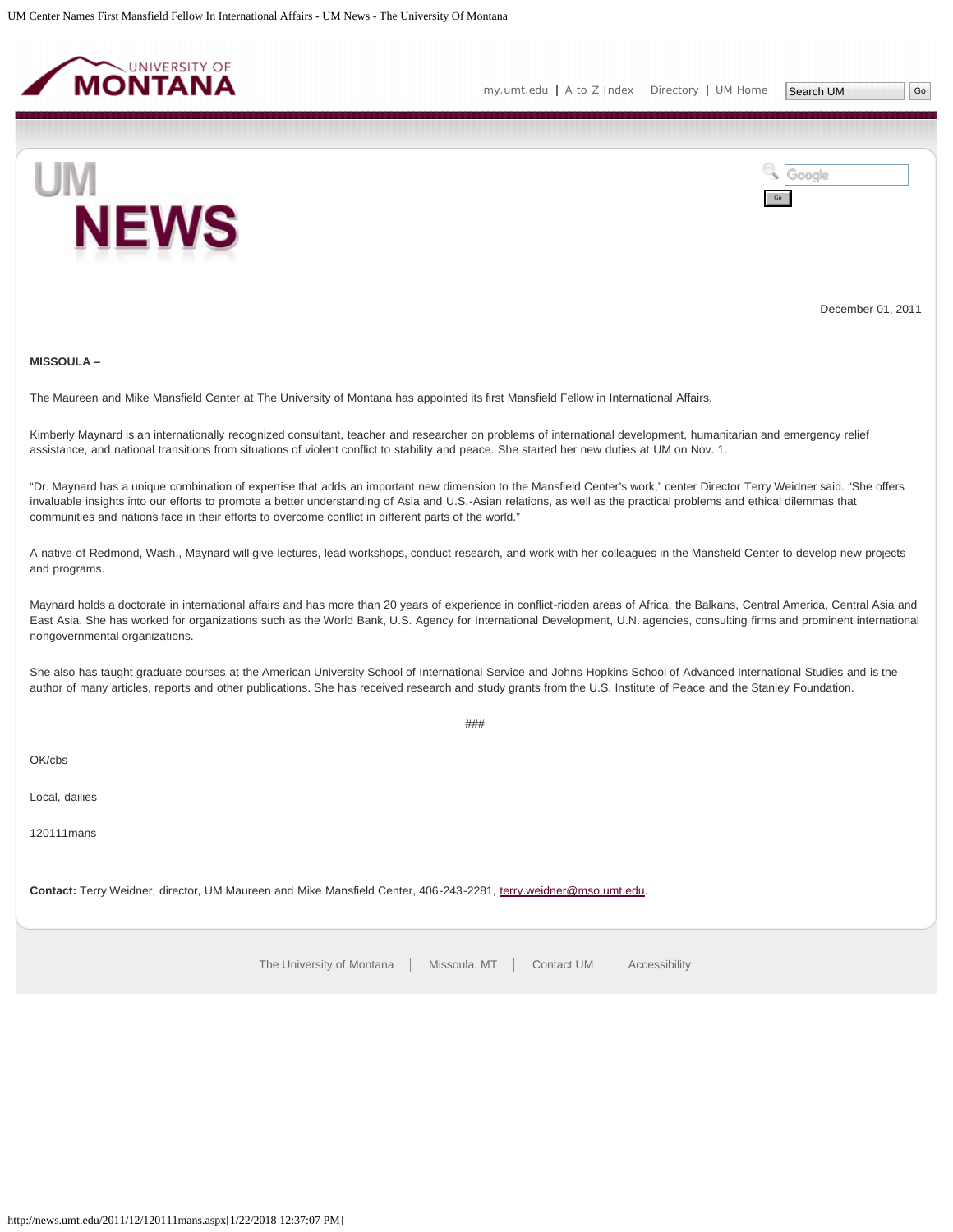December 01, 2011

**MISSOULA –**

The Maureen and Mike Mansfield Center at The University of Montana has appointed its first Mansfield Fellow in International Affairs.

Kimberly Maynard is an internationally recognized consultant, teacher and researcher on problems of international development, humanitarian and emergency relief assistance, and national transitions from situations of violent conflict to stability and peace. She started her new duties at UM on Nov. 1.

“Dr. Maynard has a unique combination of expertise that adds an important new dimension to the Mansfield Center’s work,” center Director Terry Weidner said. “She offers invaluable insights into our efforts to promote a better understanding of Asia and U.S.-Asian relations, as well as the practical problems and ethical dilemmas that communities and nations face in their efforts to overcome conflict in different parts of the world.”

A native of Redmond, Wash., Maynard will give lectures, lead workshops, conduct research, and work with her colleagues in the Mansfield Center to develop new projects and programs.

Maynard holds a doctorate in international affairs and has more than 20 years of experience in conflict-ridden areas of Africa, the Balkans, Central America, Central Asia and East Asia. She has worked for organizations such as the World Bank, U.S. Agency for International Development, U.N. agencies, consulting firms and prominent international nongovernmental organizations.

She also has taught graduate courses at the American University School of International Service and Johns Hopkins School of Advanced International Studies and is the author of many articles, reports and other publications. She has received research and study grants from the U.S. Institute of Peace and the Stanley Foundation.

###

OK/cbs

Local, dailies

120111mans

**Contact:** Terry Weidner, director, UM Maureen and Mike Mansfield Center, 406-243-2281, terry.weidner@mso.umt.edu.